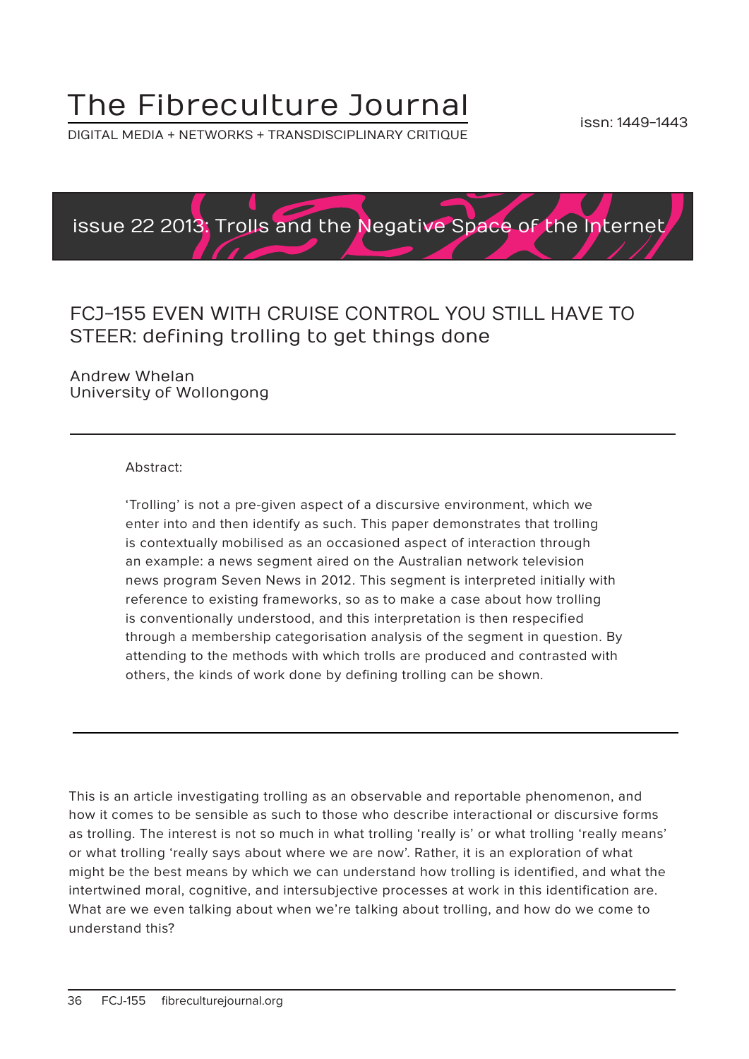# The Fibreculture Journal

DIGITAL MEDIA + NETWORKS + TRANSDISCIPLINARY CRITIQUE

issn: 1449-1443

issue 22 2013: Trolls and the Negative Space of the Internet

## FCJ-155 EVEN WITH CRUISE CONTROL YOU STILL HAVE TO STEER: defining trolling to get things done

Andrew Whelan
University of Wollongong

---

Abstract:

'Trolling' is not a pre-given aspect of a discursive environment, which we enter into and then identify as such. This paper demonstrates that trolling is contextually mobilised as an occasioned aspect of interaction through an example: a news segment aired on the Australian network television news program Seven News in 2012. This segment is interpreted initially with reference to existing frameworks, so as to make a case about how trolling is conventionally understood, and this interpretation is then respecified through a membership categorisation analysis of the segment in question. By attending to the methods with which trolls are produced and contrasted with others, the kinds of work done by defining trolling can be shown.

---

This is an article investigating trolling as an observable and reportable phenomenon, and how it comes to be sensible as such to those who describe interactional or discursive forms as trolling. The interest is not so much in what trolling 'really is' or what trolling 'really means' or what trolling 'really says about where we are now'. Rather, it is an exploration of what might be the best means by which we can understand how trolling is identified, and what the intertwined moral, cognitive, and intersubjective processes at work in this identification are. What are we even talking about when we're talking about trolling, and how do we come to understand this?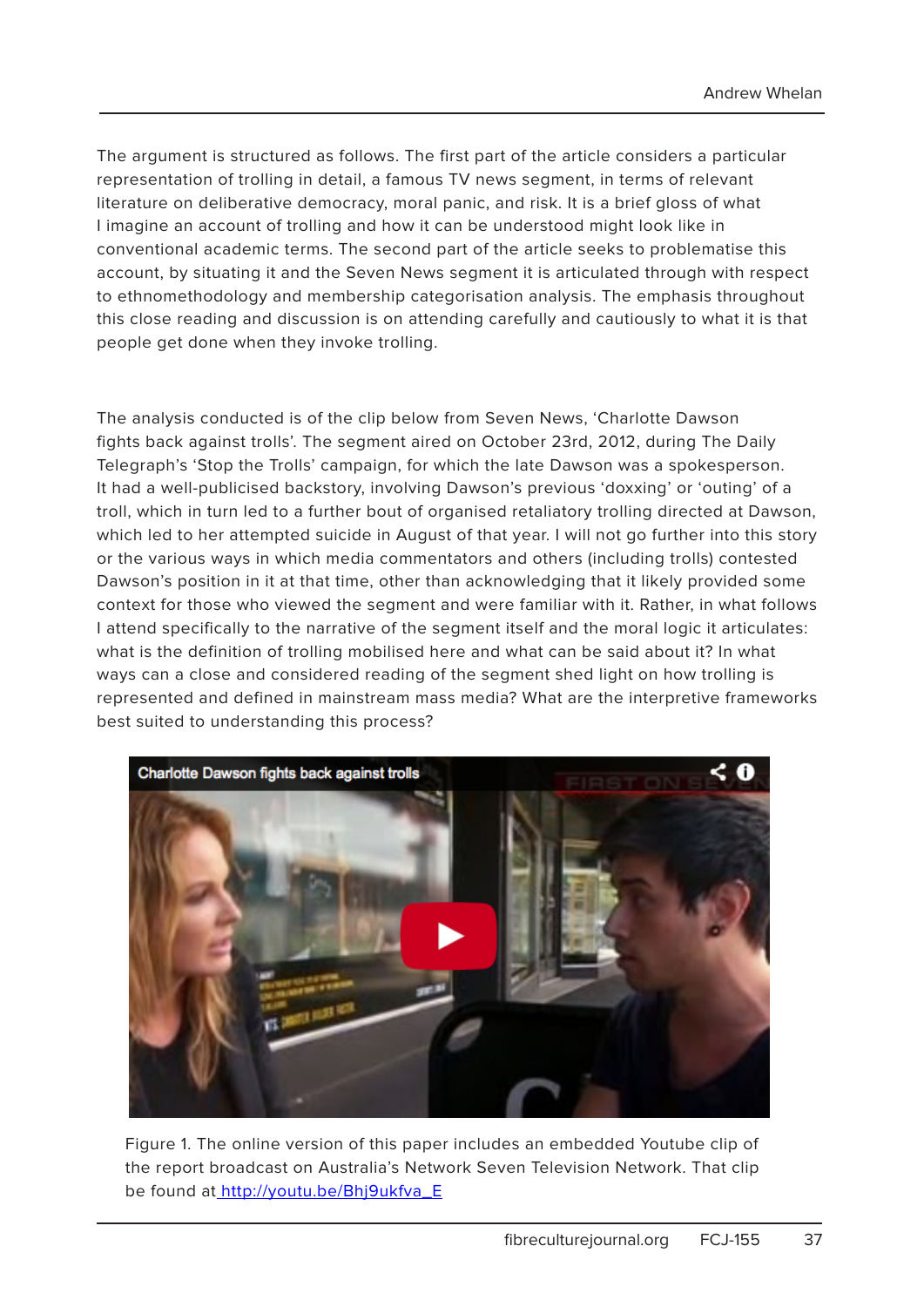The argument is structured as follows. The first part of the article considers a particular representation of trolling in detail, a famous TV news segment, in terms of relevant literature on deliberative democracy, moral panic, and risk. It is a brief gloss of what I imagine an account of trolling and how it can be understood might look like in conventional academic terms. The second part of the article seeks to problematise this account, by situating it and the Seven News segment it is articulated through with respect to ethnomethodology and membership categorisation analysis. The emphasis throughout this close reading and discussion is on attending carefully and cautiously to what it is that people get done when they invoke trolling.

The analysis conducted is of the clip below from Seven News, 'Charlotte Dawson fights back against trolls'. The segment aired on October 23rd, 2012, during The Daily Telegraph's 'Stop the Trolls' campaign, for which the late Dawson was a spokesperson. It had a well-publicised backstory, involving Dawson's previous 'doxxing' or 'outing' of a troll, which in turn led to a further bout of organised retaliatory trolling directed at Dawson, which led to her attempted suicide in August of that year. I will not go further into this story or the various ways in which media commentators and others (including trolls) contested Dawson's position in it at that time, other than acknowledging that it likely provided some context for those who viewed the segment and were familiar with it. Rather, in what follows I attend specifically to the narrative of the segment itself and the moral logic it articulates: what is the definition of trolling mobilised here and what can be said about it? In what ways can a close and considered reading of the segment shed light on how trolling is represented and defined in mainstream mass media? What are the interpretive frameworks best suited to understanding this process?

Figure 1. The online version of this paper includes an embedded Youtube clip of the report broadcast on Australia's Network Seven Television Network. That clip be found at http://youtu.be/Bhj9ukfva_E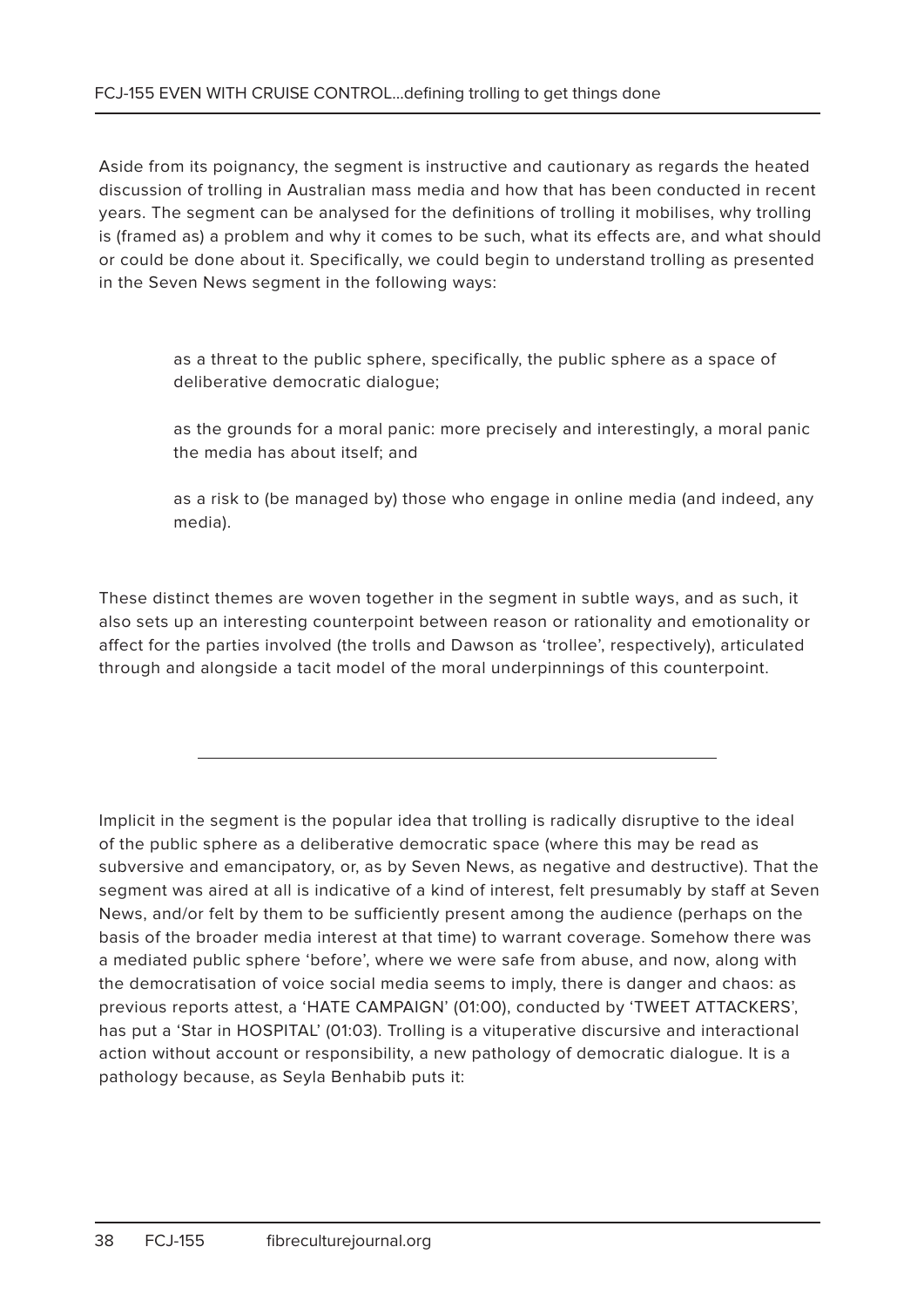Aside from its poignancy, the segment is instructive and cautionary as regards the heated discussion of trolling in Australian mass media and how that has been conducted in recent years. The segment can be analysed for the definitions of trolling it mobilises, why trolling is (framed as) a problem and why it comes to be such, what its effects are, and what should or could be done about it. Specifically, we could begin to understand trolling as presented in the Seven News segment in the following ways:

> as a threat to the public sphere, specifically, the public sphere as a space of deliberative democratic dialogue;
>
> as the grounds for a moral panic: more precisely and interestingly, a moral panic the media has about itself; and
>
> as a risk to (be managed by) those who engage in online media (and indeed, any media).

These distinct themes are woven together in the segment in subtle ways, and as such, it also sets up an interesting counterpoint between reason or rationality and emotionality or affect for the parties involved (the trolls and Dawson as 'trollee', respectively), articulated through and alongside a tacit model of the moral underpinnings of this counterpoint.

---

Implicit in the segment is the popular idea that trolling is radically disruptive to the ideal of the public sphere as a deliberative democratic space (where this may be read as subversive and emancipatory, or, as by Seven News, as negative and destructive). That the segment was aired at all is indicative of a kind of interest, felt presumably by staff at Seven News, and/or felt by them to be sufficiently present among the audience (perhaps on the basis of the broader media interest at that time) to warrant coverage. Somehow there was a mediated public sphere 'before', where we were safe from abuse, and now, along with the democratisation of voice social media seems to imply, there is danger and chaos: as previous reports attest, a 'HATE CAMPAIGN' (01:00), conducted by 'TWEET ATTACKERS', has put a 'Star in HOSPITAL' (01:03). Trolling is a vituperative discursive and interactional action without account or responsibility, a new pathology of democratic dialogue. It is a pathology because, as Seyla Benhabib puts it: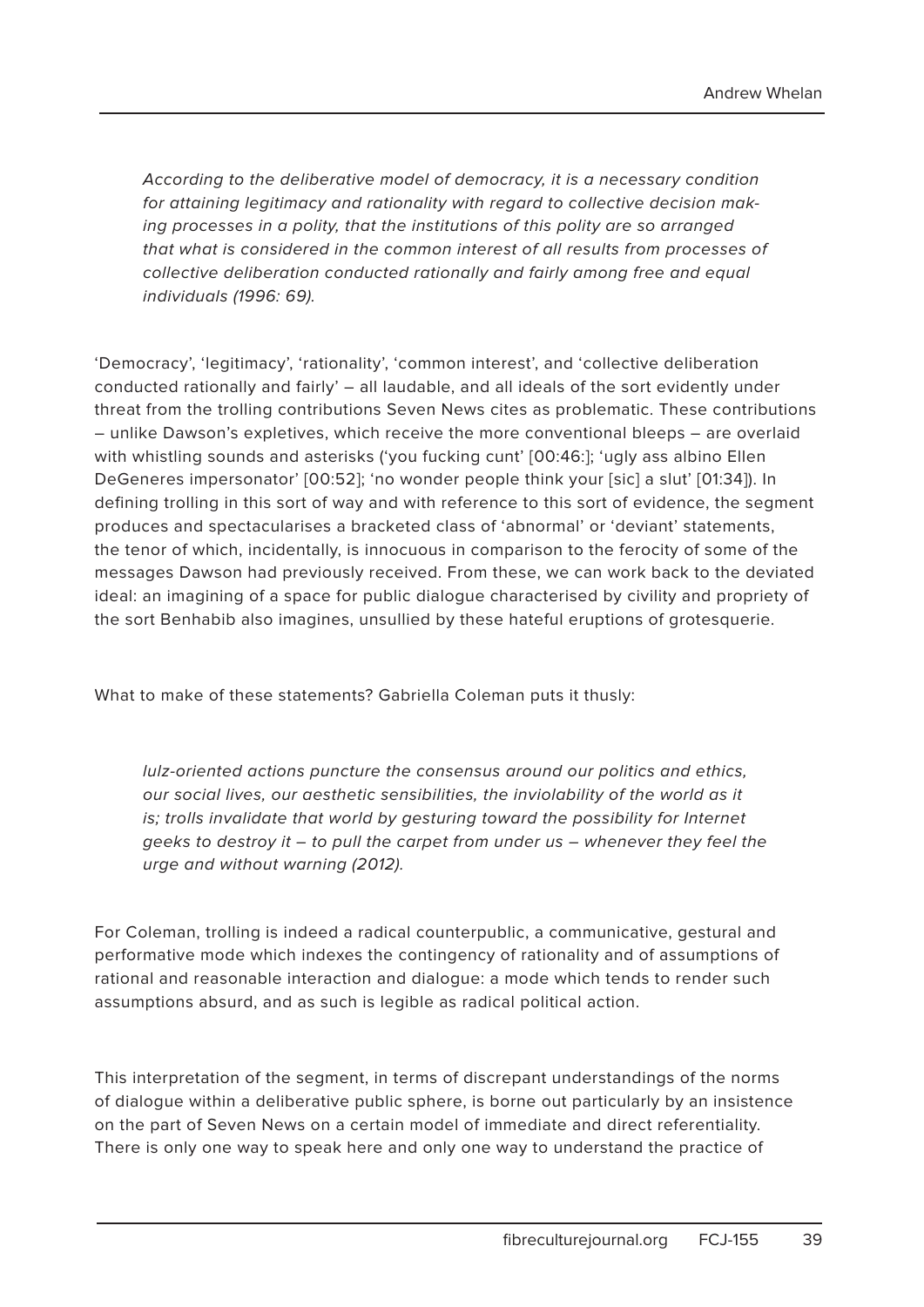*According to the deliberative model of democracy, it is a necessary condition for attaining legitimacy and rationality with regard to collective decision making processes in a polity, that the institutions of this polity are so arranged that what is considered in the common interest of all results from processes of collective deliberation conducted rationally and fairly among free and equal individuals (1996: 69).*

'Democracy', 'legitimacy', 'rationality', 'common interest', and 'collective deliberation conducted rationally and fairly' – all laudable, and all ideals of the sort evidently under threat from the trolling contributions Seven News cites as problematic. These contributions – unlike Dawson's expletives, which receive the more conventional bleeps – are overlaid with whistling sounds and asterisks ('you fucking cunt' [00:46:]; 'ugly ass albino Ellen DeGeneres impersonator' [00:52]; 'no wonder people think your [sic] a slut' [01:34]). In defining trolling in this sort of way and with reference to this sort of evidence, the segment produces and spectacularises a bracketed class of 'abnormal' or 'deviant' statements, the tenor of which, incidentally, is innocuous in comparison to the ferocity of some of the messages Dawson had previously received. From these, we can work back to the deviated ideal: an imagining of a space for public dialogue characterised by civility and propriety of the sort Benhabib also imagines, unsullied by these hateful eruptions of grotesquerie.

What to make of these statements? Gabriella Coleman puts it thusly:

*lulz-oriented actions puncture the consensus around our politics and ethics, our social lives, our aesthetic sensibilities, the inviolability of the world as it is; trolls invalidate that world by gesturing toward the possibility for Internet geeks to destroy it – to pull the carpet from under us – whenever they feel the urge and without warning (2012).*

For Coleman, trolling is indeed a radical counterpublic, a communicative, gestural and performative mode which indexes the contingency of rationality and of assumptions of rational and reasonable interaction and dialogue: a mode which tends to render such assumptions absurd, and as such is legible as radical political action.

This interpretation of the segment, in terms of discrepant understandings of the norms of dialogue within a deliberative public sphere, is borne out particularly by an insistence on the part of Seven News on a certain model of immediate and direct referentiality. There is only one way to speak here and only one way to understand the practice of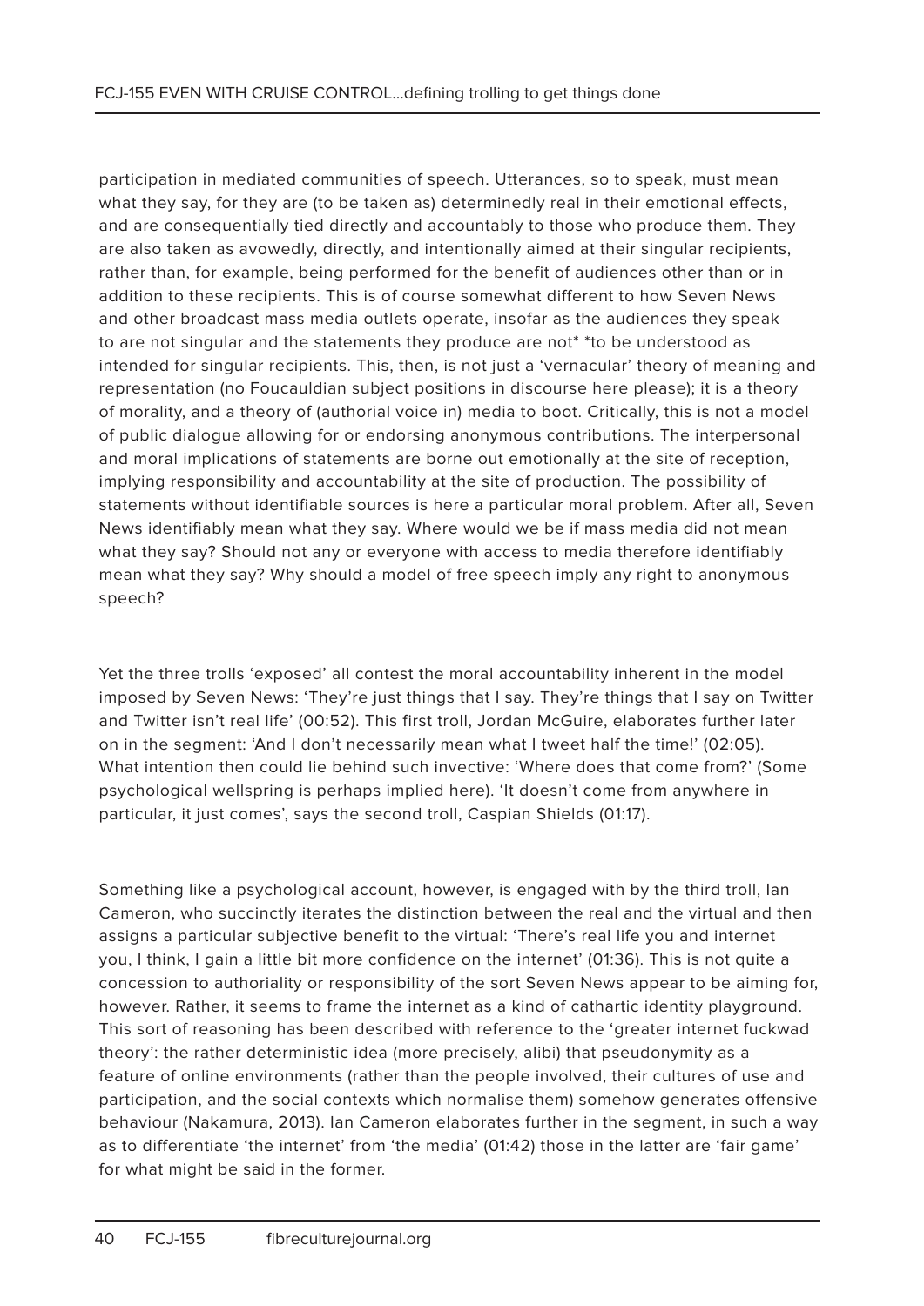participation in mediated communities of speech. Utterances, so to speak, must mean what they say, for they are (to be taken as) determinedly real in their emotional effects, and are consequentially tied directly and accountably to those who produce them. They are also taken as avowedly, directly, and intentionally aimed at their singular recipients, rather than, for example, being performed for the benefit of audiences other than or in addition to these recipients. This is of course somewhat different to how Seven News and other broadcast mass media outlets operate, insofar as the audiences they speak to are not singular and the statements they produce are not* *to be understood as intended for singular recipients. This, then, is not just a 'vernacular' theory of meaning and representation (no Foucauldian subject positions in discourse here please); it is a theory of morality, and a theory of (authorial voice in) media to boot. Critically, this is not a model of public dialogue allowing for or endorsing anonymous contributions. The interpersonal and moral implications of statements are borne out emotionally at the site of reception, implying responsibility and accountability at the site of production. The possibility of statements without identifiable sources is here a particular moral problem. After all, Seven News identifiably mean what they say. Where would we be if mass media did not mean what they say? Should not any or everyone with access to media therefore identifiably mean what they say? Why should a model of free speech imply any right to anonymous speech?

Yet the three trolls 'exposed' all contest the moral accountability inherent in the model imposed by Seven News: 'They're just things that I say. They're things that I say on Twitter and Twitter isn't real life' (00:52). This first troll, Jordan McGuire, elaborates further later on in the segment: 'And I don't necessarily mean what I tweet half the time!' (02:05). What intention then could lie behind such invective: 'Where does that come from?' (Some psychological wellspring is perhaps implied here). 'It doesn't come from anywhere in particular, it just comes', says the second troll, Caspian Shields (01:17).

Something like a psychological account, however, is engaged with by the third troll, Ian Cameron, who succinctly iterates the distinction between the real and the virtual and then assigns a particular subjective benefit to the virtual: 'There's real life you and internet you, I think, I gain a little bit more confidence on the internet' (01:36). This is not quite a concession to authoriality or responsibility of the sort Seven News appear to be aiming for, however. Rather, it seems to frame the internet as a kind of cathartic identity playground. This sort of reasoning has been described with reference to the 'greater internet fuckwad theory': the rather deterministic idea (more precisely, alibi) that pseudonymity as a feature of online environments (rather than the people involved, their cultures of use and participation, and the social contexts which normalise them) somehow generates offensive behaviour (Nakamura, 2013). Ian Cameron elaborates further in the segment, in such a way as to differentiate 'the internet' from 'the media' (01:42) those in the latter are 'fair game' for what might be said in the former.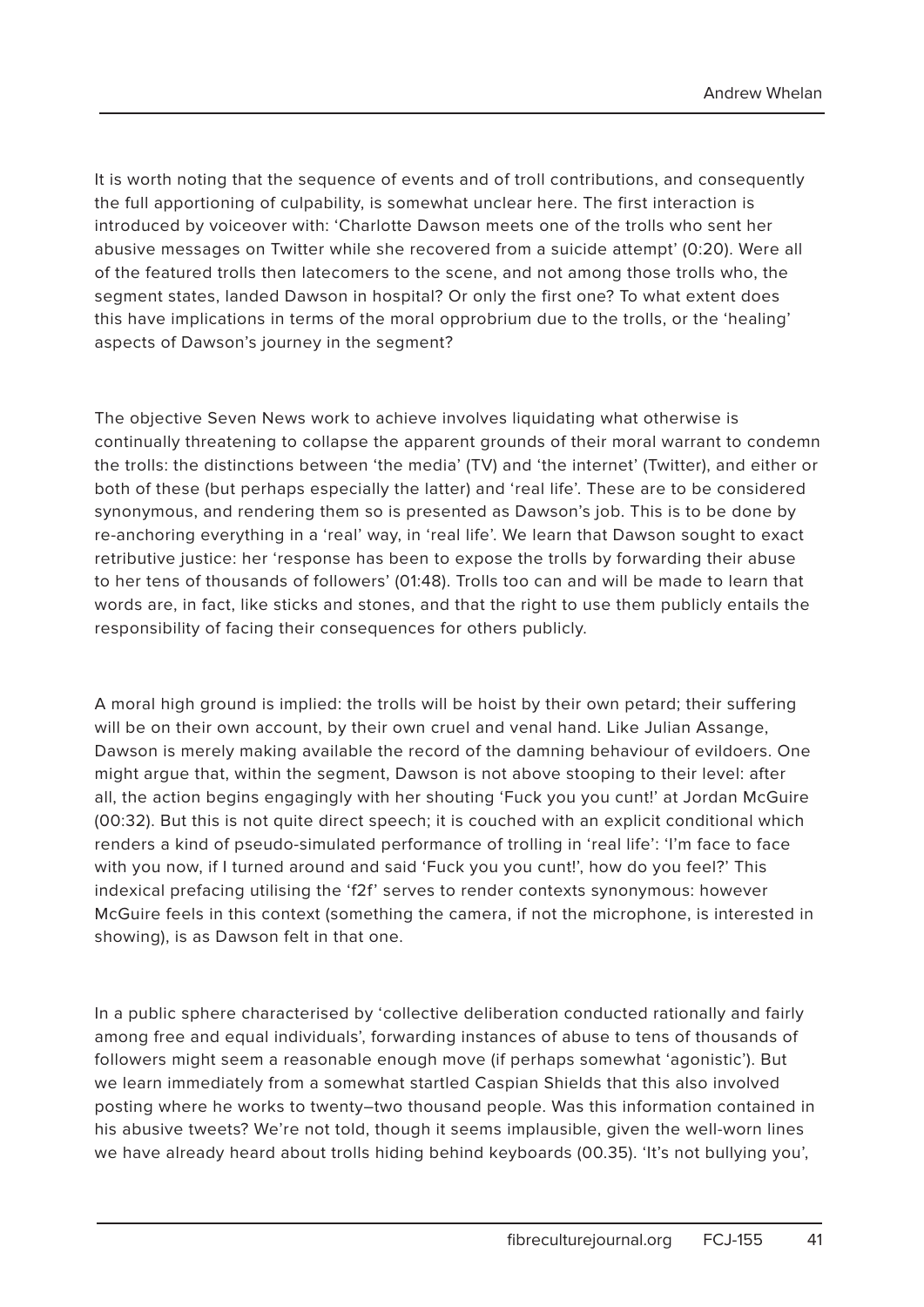It is worth noting that the sequence of events and of troll contributions, and consequently the full apportioning of culpability, is somewhat unclear here. The first interaction is introduced by voiceover with: 'Charlotte Dawson meets one of the trolls who sent her abusive messages on Twitter while she recovered from a suicide attempt' (0:20). Were all of the featured trolls then latecomers to the scene, and not among those trolls who, the segment states, landed Dawson in hospital? Or only the first one? To what extent does this have implications in terms of the moral opprobrium due to the trolls, or the 'healing' aspects of Dawson's journey in the segment?

The objective Seven News work to achieve involves liquidating what otherwise is continually threatening to collapse the apparent grounds of their moral warrant to condemn the trolls: the distinctions between 'the media' (TV) and 'the internet' (Twitter), and either or both of these (but perhaps especially the latter) and 'real life'. These are to be considered synonymous, and rendering them so is presented as Dawson's job. This is to be done by re-anchoring everything in a 'real' way, in 'real life'. We learn that Dawson sought to exact retributive justice: her 'response has been to expose the trolls by forwarding their abuse to her tens of thousands of followers' (01:48). Trolls too can and will be made to learn that words are, in fact, like sticks and stones, and that the right to use them publicly entails the responsibility of facing their consequences for others publicly.

A moral high ground is implied: the trolls will be hoist by their own petard; their suffering will be on their own account, by their own cruel and venal hand. Like Julian Assange, Dawson is merely making available the record of the damning behaviour of evildoers. One might argue that, within the segment, Dawson is not above stooping to their level: after all, the action begins engagingly with her shouting 'Fuck you you cunt!' at Jordan McGuire (00:32). But this is not quite direct speech; it is couched with an explicit conditional which renders a kind of pseudo-simulated performance of trolling in 'real life': 'I'm face to face with you now, if I turned around and said 'Fuck you you cunt!', how do you feel?' This indexical prefacing utilising the 'f2f' serves to render contexts synonymous: however McGuire feels in this context (something the camera, if not the microphone, is interested in showing), is as Dawson felt in that one.

In a public sphere characterised by 'collective deliberation conducted rationally and fairly among free and equal individuals', forwarding instances of abuse to tens of thousands of followers might seem a reasonable enough move (if perhaps somewhat 'agonistic'). But we learn immediately from a somewhat startled Caspian Shields that this also involved posting where he works to twenty–two thousand people. Was this information contained in his abusive tweets? We're not told, though it seems implausible, given the well-worn lines we have already heard about trolls hiding behind keyboards (00.35). 'It's not bullying you',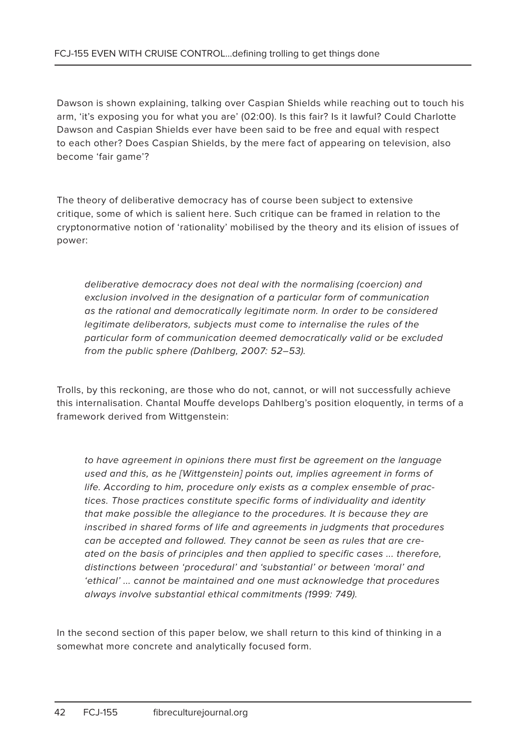Dawson is shown explaining, talking over Caspian Shields while reaching out to touch his arm, 'it's exposing you for what you are' (02:00). Is this fair? Is it lawful? Could Charlotte Dawson and Caspian Shields ever have been said to be free and equal with respect to each other? Does Caspian Shields, by the mere fact of appearing on television, also become 'fair game'?

The theory of deliberative democracy has of course been subject to extensive critique, some of which is salient here. Such critique can be framed in relation to the cryptonormative notion of 'rationality' mobilised by the theory and its elision of issues of power:

> *deliberative democracy does not deal with the normalising (coercion) and exclusion involved in the designation of a particular form of communication as the rational and democratically legitimate norm. In order to be considered legitimate deliberators, subjects must come to internalise the rules of the particular form of communication deemed democratically valid or be excluded from the public sphere (Dahlberg, 2007: 52–53).*

Trolls, by this reckoning, are those who do not, cannot, or will not successfully achieve this internalisation. Chantal Mouffe develops Dahlberg's position eloquently, in terms of a framework derived from Wittgenstein:

> *to have agreement in opinions there must first be agreement on the language used and this, as he [Wittgenstein] points out, implies agreement in forms of life. According to him, procedure only exists as a complex ensemble of practices. Those practices constitute specific forms of individuality and identity that make possible the allegiance to the procedures. It is because they are inscribed in shared forms of life and agreements in judgments that procedures can be accepted and followed. They cannot be seen as rules that are created on the basis of principles and then applied to specific cases ... therefore, distinctions between 'procedural' and 'substantial' or between 'moral' and 'ethical' ... cannot be maintained and one must acknowledge that procedures always involve substantial ethical commitments (1999: 749).*

In the second section of this paper below, we shall return to this kind of thinking in a somewhat more concrete and analytically focused form.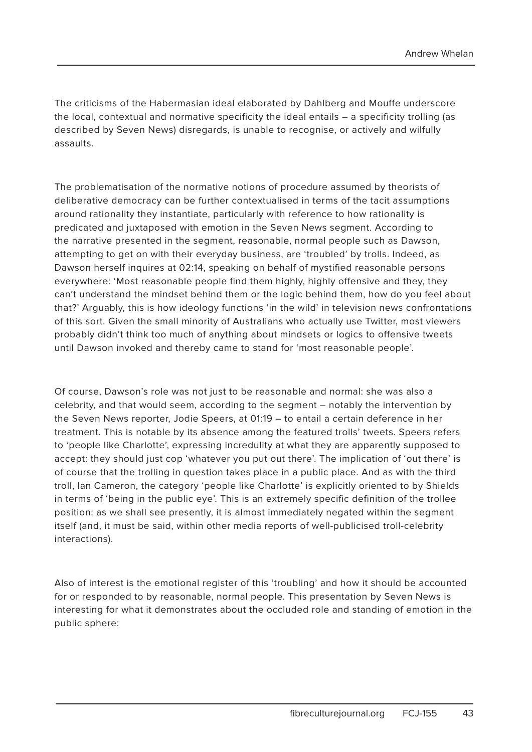The criticisms of the Habermasian ideal elaborated by Dahlberg and Mouffe underscore the local, contextual and normative specificity the ideal entails – a specificity trolling (as described by Seven News) disregards, is unable to recognise, or actively and wilfully assaults.

The problematisation of the normative notions of procedure assumed by theorists of deliberative democracy can be further contextualised in terms of the tacit assumptions around rationality they instantiate, particularly with reference to how rationality is predicated and juxtaposed with emotion in the Seven News segment. According to the narrative presented in the segment, reasonable, normal people such as Dawson, attempting to get on with their everyday business, are 'troubled' by trolls. Indeed, as Dawson herself inquires at 02:14, speaking on behalf of mystified reasonable persons everywhere: 'Most reasonable people find them highly, highly offensive and they, they can't understand the mindset behind them or the logic behind them, how do you feel about that?' Arguably, this is how ideology functions 'in the wild' in television news confrontations of this sort. Given the small minority of Australians who actually use Twitter, most viewers probably didn't think too much of anything about mindsets or logics to offensive tweets until Dawson invoked and thereby came to stand for 'most reasonable people'.

Of course, Dawson's role was not just to be reasonable and normal: she was also a celebrity, and that would seem, according to the segment – notably the intervention by the Seven News reporter, Jodie Speers, at 01:19 – to entail a certain deference in her treatment. This is notable by its absence among the featured trolls' tweets. Speers refers to 'people like Charlotte', expressing incredulity at what they are apparently supposed to accept: they should just cop 'whatever you put out there'. The implication of 'out there' is of course that the trolling in question takes place in a public place. And as with the third troll, Ian Cameron, the category 'people like Charlotte' is explicitly oriented to by Shields in terms of 'being in the public eye'. This is an extremely specific definition of the trollee position: as we shall see presently, it is almost immediately negated within the segment itself (and, it must be said, within other media reports of well-publicised troll-celebrity interactions).

Also of interest is the emotional register of this 'troubling' and how it should be accounted for or responded to by reasonable, normal people. This presentation by Seven News is interesting for what it demonstrates about the occluded role and standing of emotion in the public sphere: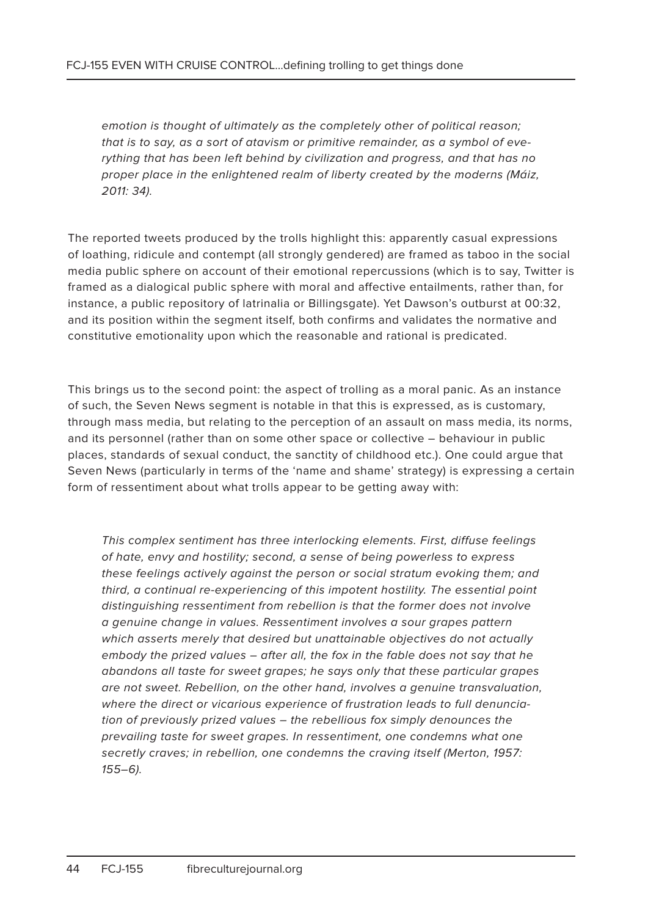> *emotion is thought of ultimately as the completely other of political reason; that is to say, as a sort of atavism or primitive remainder, as a symbol of everything that has been left behind by civilization and progress, and that has no proper place in the enlightened realm of liberty created by the moderns (Máiz, 2011: 34).*

The reported tweets produced by the trolls highlight this: apparently casual expressions of loathing, ridicule and contempt (all strongly gendered) are framed as taboo in the social media public sphere on account of their emotional repercussions (which is to say, Twitter is framed as a dialogical public sphere with moral and affective entailments, rather than, for instance, a public repository of latrinalia or Billingsgate). Yet Dawson's outburst at 00:32, and its position within the segment itself, both confirms and validates the normative and constitutive emotionality upon which the reasonable and rational is predicated.

This brings us to the second point: the aspect of trolling as a moral panic. As an instance of such, the Seven News segment is notable in that this is expressed, as is customary, through mass media, but relating to the perception of an assault on mass media, its norms, and its personnel (rather than on some other space or collective – behaviour in public places, standards of sexual conduct, the sanctity of childhood etc.). One could argue that Seven News (particularly in terms of the 'name and shame' strategy) is expressing a certain form of ressentiment about what trolls appear to be getting away with:

> *This complex sentiment has three interlocking elements. First, diffuse feelings of hate, envy and hostility; second, a sense of being powerless to express these feelings actively against the person or social stratum evoking them; and third, a continual re-experiencing of this impotent hostility. The essential point distinguishing ressentiment from rebellion is that the former does not involve a genuine change in values. Ressentiment involves a sour grapes pattern which asserts merely that desired but unattainable objectives do not actually embody the prized values – after all, the fox in the fable does not say that he abandons all taste for sweet grapes; he says only that these particular grapes are not sweet. Rebellion, on the other hand, involves a genuine transvaluation, where the direct or vicarious experience of frustration leads to full denunciation of previously prized values – the rebellious fox simply denounces the prevailing taste for sweet grapes. In ressentiment, one condemns what one secretly craves; in rebellion, one condemns the craving itself (Merton, 1957: 155–6).*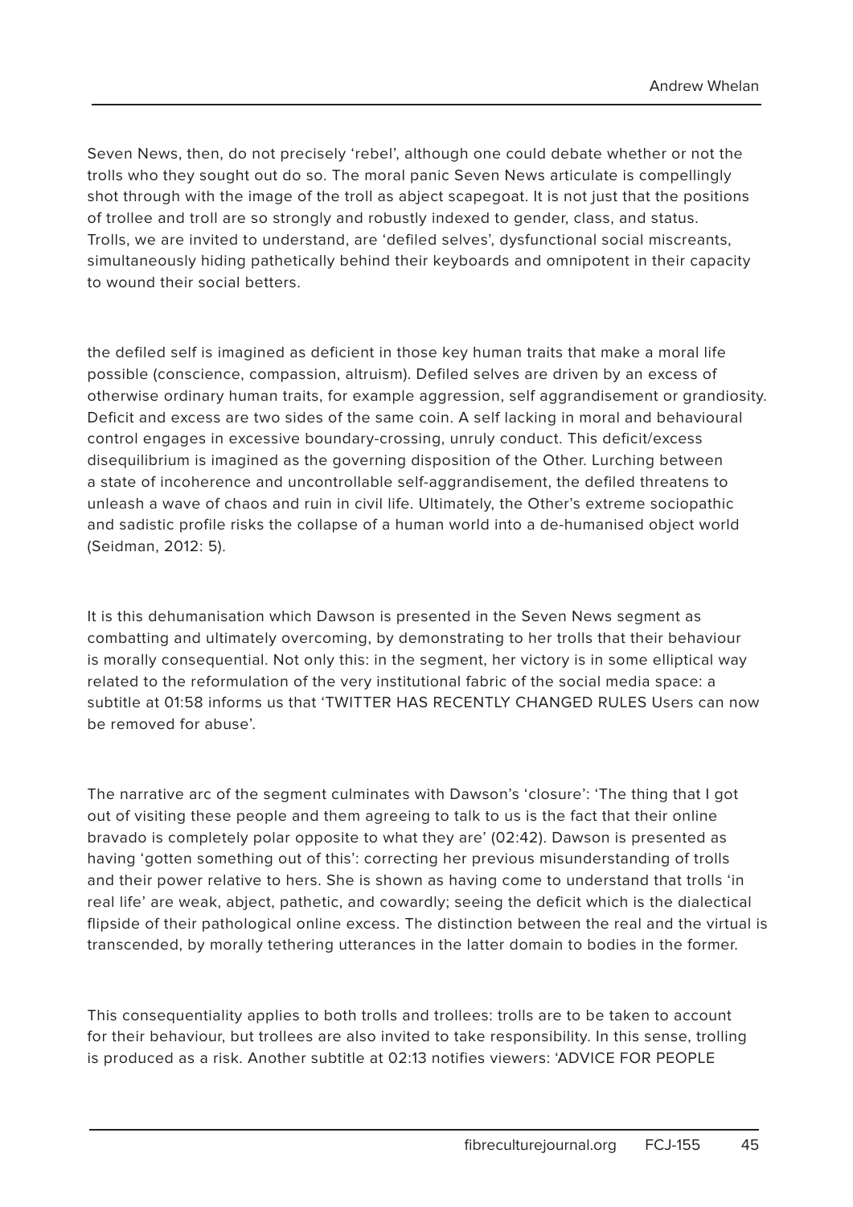Seven News, then, do not precisely 'rebel', although one could debate whether or not the trolls who they sought out do so. The moral panic Seven News articulate is compellingly shot through with the image of the troll as abject scapegoat. It is not just that the positions of trollee and troll are so strongly and robustly indexed to gender, class, and status. Trolls, we are invited to understand, are 'defiled selves', dysfunctional social miscreants, simultaneously hiding pathetically behind their keyboards and omnipotent in their capacity to wound their social betters.

the defiled self is imagined as deficient in those key human traits that make a moral life possible (conscience, compassion, altruism). Defiled selves are driven by an excess of otherwise ordinary human traits, for example aggression, self aggrandisement or grandiosity. Deficit and excess are two sides of the same coin. A self lacking in moral and behavioural control engages in excessive boundary-crossing, unruly conduct. This deficit/excess disequilibrium is imagined as the governing disposition of the Other. Lurching between a state of incoherence and uncontrollable self-aggrandisement, the defiled threatens to unleash a wave of chaos and ruin in civil life. Ultimately, the Other's extreme sociopathic and sadistic profile risks the collapse of a human world into a de-humanised object world (Seidman, 2012: 5).

It is this dehumanisation which Dawson is presented in the Seven News segment as combatting and ultimately overcoming, by demonstrating to her trolls that their behaviour is morally consequential. Not only this: in the segment, her victory is in some elliptical way related to the reformulation of the very institutional fabric of the social media space: a subtitle at 01:58 informs us that 'TWITTER HAS RECENTLY CHANGED RULES Users can now be removed for abuse'.

The narrative arc of the segment culminates with Dawson's 'closure': 'The thing that I got out of visiting these people and them agreeing to talk to us is the fact that their online bravado is completely polar opposite to what they are' (02:42). Dawson is presented as having 'gotten something out of this': correcting her previous misunderstanding of trolls and their power relative to hers. She is shown as having come to understand that trolls 'in real life' are weak, abject, pathetic, and cowardly; seeing the deficit which is the dialectical flipside of their pathological online excess. The distinction between the real and the virtual is transcended, by morally tethering utterances in the latter domain to bodies in the former.

This consequentiality applies to both trolls and trollees: trolls are to be taken to account for their behaviour, but trollees are also invited to take responsibility. In this sense, trolling is produced as a risk. Another subtitle at 02:13 notifies viewers: 'ADVICE FOR PEOPLE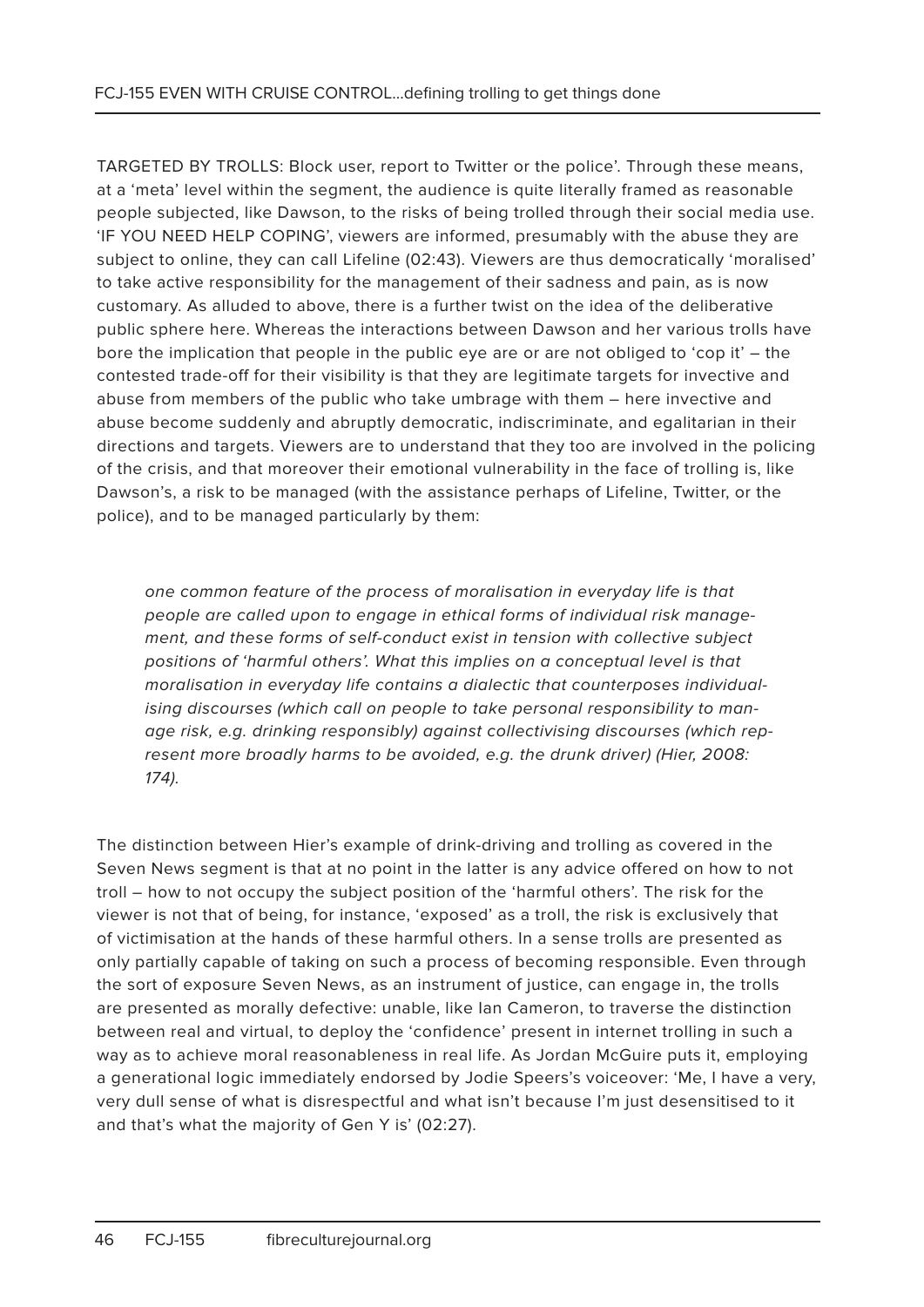TARGETED BY TROLLS: Block user, report to Twitter or the police'. Through these means, at a 'meta' level within the segment, the audience is quite literally framed as reasonable people subjected, like Dawson, to the risks of being trolled through their social media use. 'IF YOU NEED HELP COPING', viewers are informed, presumably with the abuse they are subject to online, they can call Lifeline (02:43). Viewers are thus democratically 'moralised' to take active responsibility for the management of their sadness and pain, as is now customary. As alluded to above, there is a further twist on the idea of the deliberative public sphere here. Whereas the interactions between Dawson and her various trolls have bore the implication that people in the public eye are or are not obliged to 'cop it' – the contested trade-off for their visibility is that they are legitimate targets for invective and abuse from members of the public who take umbrage with them – here invective and abuse become suddenly and abruptly democratic, indiscriminate, and egalitarian in their directions and targets. Viewers are to understand that they too are involved in the policing of the crisis, and that moreover their emotional vulnerability in the face of trolling is, like Dawson's, a risk to be managed (with the assistance perhaps of Lifeline, Twitter, or the police), and to be managed particularly by them:

> *one common feature of the process of moralisation in everyday life is that people are called upon to engage in ethical forms of individual risk management, and these forms of self-conduct exist in tension with collective subject positions of 'harmful others'. What this implies on a conceptual level is that moralisation in everyday life contains a dialectic that counterposes individualising discourses (which call on people to take personal responsibility to manage risk, e.g. drinking responsibly) against collectivising discourses (which represent more broadly harms to be avoided, e.g. the drunk driver) (Hier, 2008: 174).*

The distinction between Hier's example of drink-driving and trolling as covered in the Seven News segment is that at no point in the latter is any advice offered on how to not troll – how to not occupy the subject position of the 'harmful others'. The risk for the viewer is not that of being, for instance, 'exposed' as a troll, the risk is exclusively that of victimisation at the hands of these harmful others. In a sense trolls are presented as only partially capable of taking on such a process of becoming responsible. Even through the sort of exposure Seven News, as an instrument of justice, can engage in, the trolls are presented as morally defective: unable, like Ian Cameron, to traverse the distinction between real and virtual, to deploy the 'confidence' present in internet trolling in such a way as to achieve moral reasonableness in real life. As Jordan McGuire puts it, employing a generational logic immediately endorsed by Jodie Speers's voiceover: 'Me, I have a very, very dull sense of what is disrespectful and what isn't because I'm just desensitised to it and that's what the majority of Gen Y is' (02:27).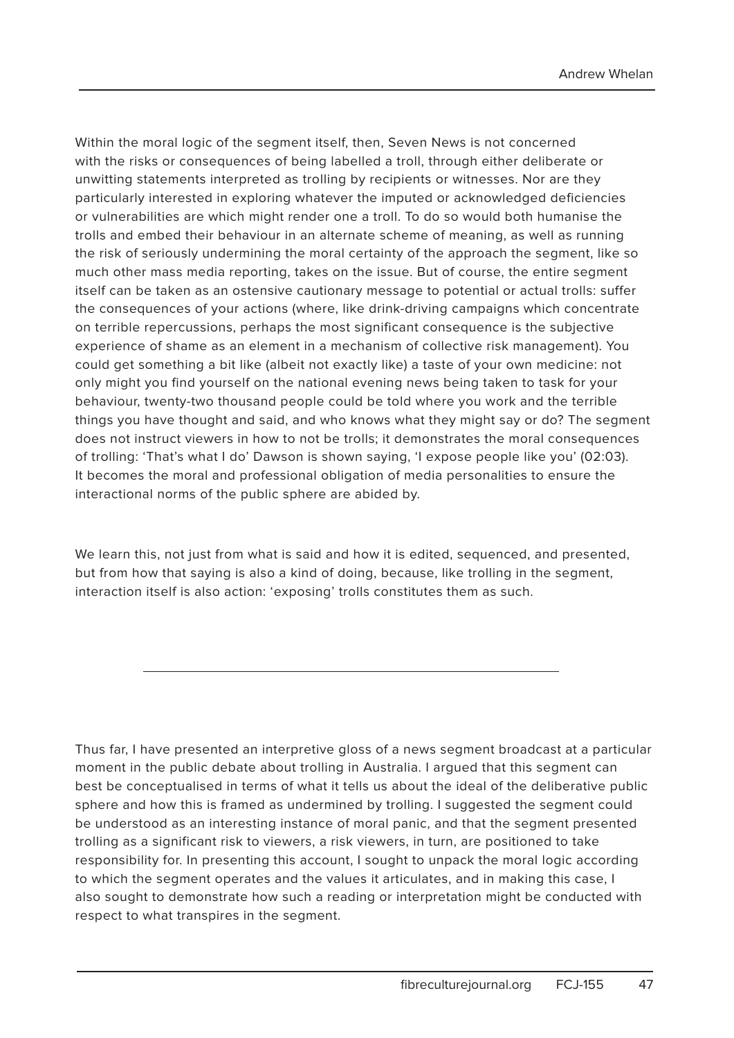Within the moral logic of the segment itself, then, Seven News is not concerned with the risks or consequences of being labelled a troll, through either deliberate or unwitting statements interpreted as trolling by recipients or witnesses. Nor are they particularly interested in exploring whatever the imputed or acknowledged deficiencies or vulnerabilities are which might render one a troll. To do so would both humanise the trolls and embed their behaviour in an alternate scheme of meaning, as well as running the risk of seriously undermining the moral certainty of the approach the segment, like so much other mass media reporting, takes on the issue. But of course, the entire segment itself can be taken as an ostensive cautionary message to potential or actual trolls: suffer the consequences of your actions (where, like drink-driving campaigns which concentrate on terrible repercussions, perhaps the most significant consequence is the subjective experience of shame as an element in a mechanism of collective risk management). You could get something a bit like (albeit not exactly like) a taste of your own medicine: not only might you find yourself on the national evening news being taken to task for your behaviour, twenty-two thousand people could be told where you work and the terrible things you have thought and said, and who knows what they might say or do? The segment does not instruct viewers in how to not be trolls; it demonstrates the moral consequences of trolling: 'That's what I do' Dawson is shown saying, 'I expose people like you' (02:03). It becomes the moral and professional obligation of media personalities to ensure the interactional norms of the public sphere are abided by.

We learn this, not just from what is said and how it is edited, sequenced, and presented, but from how that saying is also a kind of doing, because, like trolling in the segment, interaction itself is also action: 'exposing' trolls constitutes them as such.

---

Thus far, I have presented an interpretive gloss of a news segment broadcast at a particular moment in the public debate about trolling in Australia. I argued that this segment can best be conceptualised in terms of what it tells us about the ideal of the deliberative public sphere and how this is framed as undermined by trolling. I suggested the segment could be understood as an interesting instance of moral panic, and that the segment presented trolling as a significant risk to viewers, a risk viewers, in turn, are positioned to take responsibility for. In presenting this account, I sought to unpack the moral logic according to which the segment operates and the values it articulates, and in making this case, I also sought to demonstrate how such a reading or interpretation might be conducted with respect to what transpires in the segment.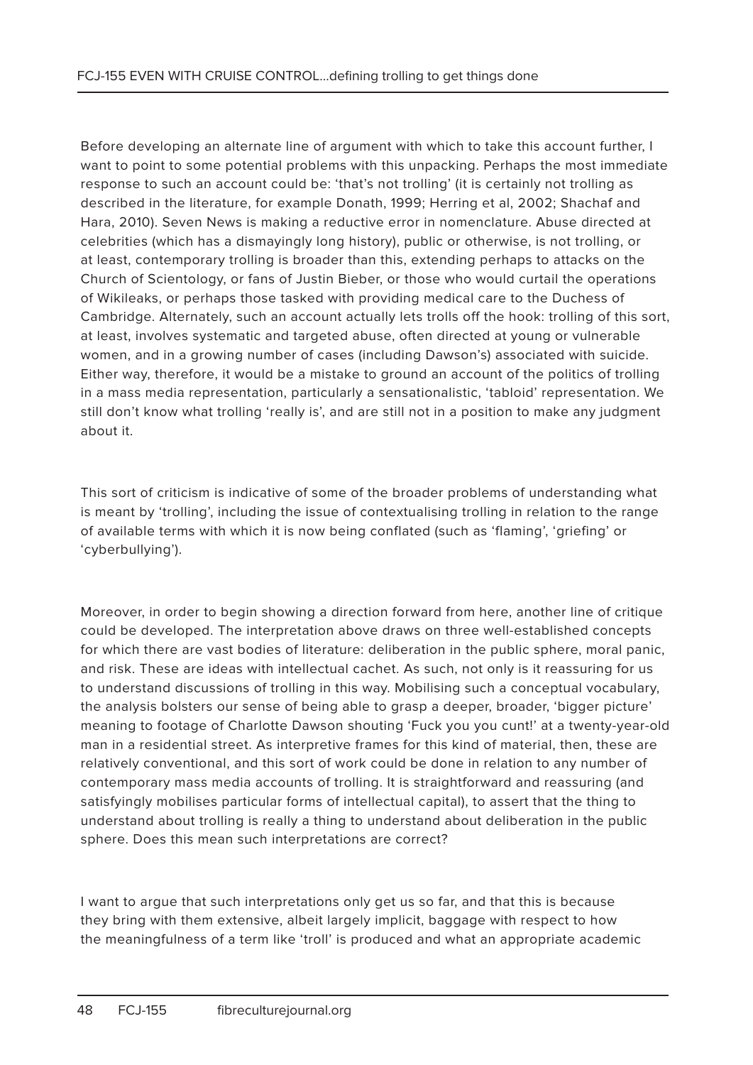Before developing an alternate line of argument with which to take this account further, I want to point to some potential problems with this unpacking. Perhaps the most immediate response to such an account could be: 'that's not trolling' (it is certainly not trolling as described in the literature, for example Donath, 1999; Herring et al, 2002; Shachaf and Hara, 2010). Seven News is making a reductive error in nomenclature. Abuse directed at celebrities (which has a dismayingly long history), public or otherwise, is not trolling, or at least, contemporary trolling is broader than this, extending perhaps to attacks on the Church of Scientology, or fans of Justin Bieber, or those who would curtail the operations of Wikileaks, or perhaps those tasked with providing medical care to the Duchess of Cambridge. Alternately, such an account actually lets trolls off the hook: trolling of this sort, at least, involves systematic and targeted abuse, often directed at young or vulnerable women, and in a growing number of cases (including Dawson's) associated with suicide. Either way, therefore, it would be a mistake to ground an account of the politics of trolling in a mass media representation, particularly a sensationalistic, 'tabloid' representation. We still don't know what trolling 'really is', and are still not in a position to make any judgment about it.

This sort of criticism is indicative of some of the broader problems of understanding what is meant by 'trolling', including the issue of contextualising trolling in relation to the range of available terms with which it is now being conflated (such as 'flaming', 'griefing' or 'cyberbullying').

Moreover, in order to begin showing a direction forward from here, another line of critique could be developed. The interpretation above draws on three well-established concepts for which there are vast bodies of literature: deliberation in the public sphere, moral panic, and risk. These are ideas with intellectual cachet. As such, not only is it reassuring for us to understand discussions of trolling in this way. Mobilising such a conceptual vocabulary, the analysis bolsters our sense of being able to grasp a deeper, broader, 'bigger picture' meaning to footage of Charlotte Dawson shouting 'Fuck you you cunt!' at a twenty-year-old man in a residential street. As interpretive frames for this kind of material, then, these are relatively conventional, and this sort of work could be done in relation to any number of contemporary mass media accounts of trolling. It is straightforward and reassuring (and satisfyingly mobilises particular forms of intellectual capital), to assert that the thing to understand about trolling is really a thing to understand about deliberation in the public sphere. Does this mean such interpretations are correct?

I want to argue that such interpretations only get us so far, and that this is because they bring with them extensive, albeit largely implicit, baggage with respect to how the meaningfulness of a term like 'troll' is produced and what an appropriate academic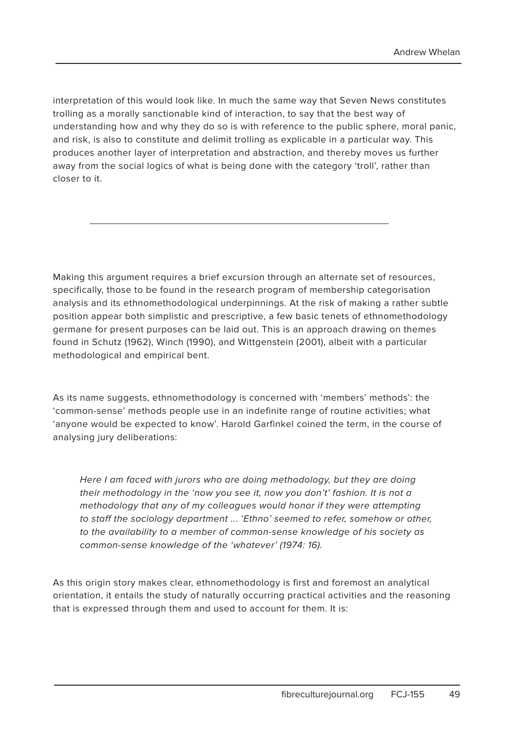interpretation of this would look like. In much the same way that Seven News constitutes trolling as a morally sanctionable kind of interaction, to say that the best way of understanding how and why they do so is with reference to the public sphere, moral panic, and risk, is also to constitute and delimit trolling as explicable in a particular way. This produces another layer of interpretation and abstraction, and thereby moves us further away from the social logics of what is being done with the category 'troll', rather than closer to it.

---

Making this argument requires a brief excursion through an alternate set of resources, specifically, those to be found in the research program of membership categorisation analysis and its ethnomethodological underpinnings. At the risk of making a rather subtle position appear both simplistic and prescriptive, a few basic tenets of ethnomethodology germane for present purposes can be laid out. This is an approach drawing on themes found in Schutz (1962), Winch (1990), and Wittgenstein (2001), albeit with a particular methodological and empirical bent.

As its name suggests, ethnomethodology is concerned with 'members' methods': the 'common-sense' methods people use in an indefinite range of routine activities; what 'anyone would be expected to know'. Harold Garfinkel coined the term, in the course of analysing jury deliberations:

> *Here I am faced with jurors who are doing methodology, but they are doing their methodology in the 'now you see it, now you don't' fashion. It is not a methodology that any of my colleagues would honor if they were attempting to staff the sociology department ... 'Ethno' seemed to refer, somehow or other, to the availability to a member of common-sense knowledge of his society as common-sense knowledge of the 'whatever' (1974: 16).*

As this origin story makes clear, ethnomethodology is first and foremost an analytical orientation, it entails the study of naturally occurring practical activities and the reasoning that is expressed through them and used to account for them. It is: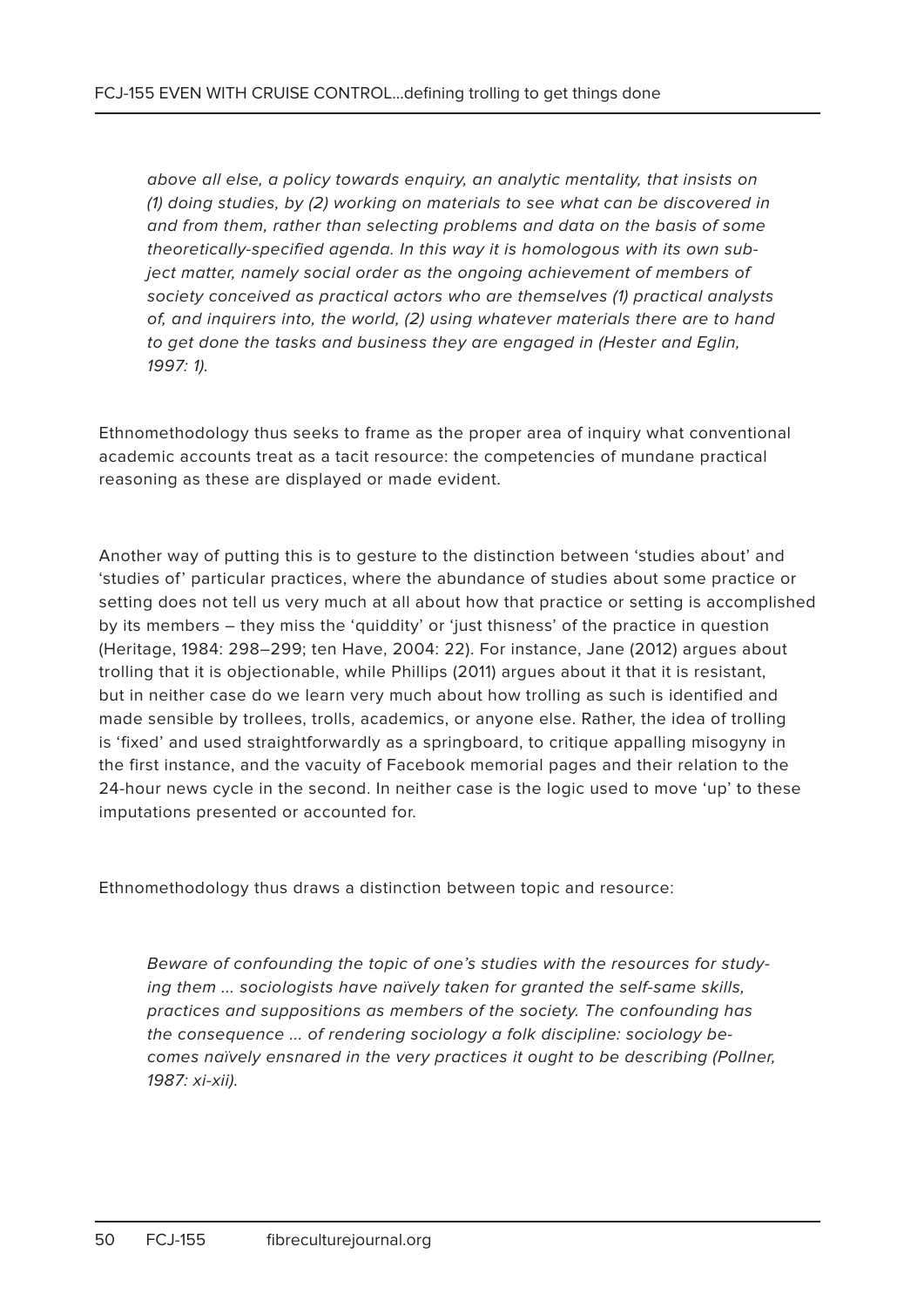> *above all else, a policy towards enquiry, an analytic mentality, that insists on (1) doing studies, by (2) working on materials to see what can be discovered in and from them, rather than selecting problems and data on the basis of some theoretically-specified agenda. In this way it is homologous with its own subject matter, namely social order as the ongoing achievement of members of society conceived as practical actors who are themselves (1) practical analysts of, and inquirers into, the world, (2) using whatever materials there are to hand to get done the tasks and business they are engaged in (Hester and Eglin, 1997: 1).*

Ethnomethodology thus seeks to frame as the proper area of inquiry what conventional academic accounts treat as a tacit resource: the competencies of mundane practical reasoning as these are displayed or made evident.

Another way of putting this is to gesture to the distinction between 'studies about' and 'studies of' particular practices, where the abundance of studies about some practice or setting does not tell us very much at all about how that practice or setting is accomplished by its members – they miss the 'quiddity' or 'just thisness' of the practice in question (Heritage, 1984: 298–299; ten Have, 2004: 22). For instance, Jane (2012) argues about trolling that it is objectionable, while Phillips (2011) argues about it that it is resistant, but in neither case do we learn very much about how trolling as such is identified and made sensible by trollees, trolls, academics, or anyone else. Rather, the idea of trolling is 'fixed' and used straightforwardly as a springboard, to critique appalling misogyny in the first instance, and the vacuity of Facebook memorial pages and their relation to the 24-hour news cycle in the second. In neither case is the logic used to move 'up' to these imputations presented or accounted for.

Ethnomethodology thus draws a distinction between topic and resource:

> *Beware of confounding the topic of one's studies with the resources for studying them ... sociologists have naïvely taken for granted the self-same skills, practices and suppositions as members of the society. The confounding has the consequence ... of rendering sociology a folk discipline: sociology becomes naïvely ensnared in the very practices it ought to be describing (Pollner, 1987: xi-xii).*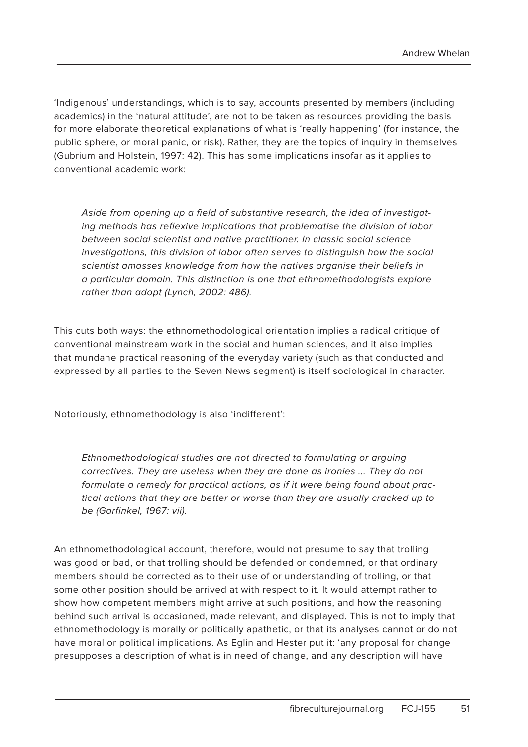'Indigenous' understandings, which is to say, accounts presented by members (including academics) in the 'natural attitude', are not to be taken as resources providing the basis for more elaborate theoretical explanations of what is 'really happening' (for instance, the public sphere, or moral panic, or risk). Rather, they are the topics of inquiry in themselves (Gubrium and Holstein, 1997: 42). This has some implications insofar as it applies to conventional academic work:

> *Aside from opening up a field of substantive research, the idea of investigating methods has reflexive implications that problematise the division of labor between social scientist and native practitioner. In classic social science investigations, this division of labor often serves to distinguish how the social scientist amasses knowledge from how the natives organise their beliefs in a particular domain. This distinction is one that ethnomethodologists explore rather than adopt (Lynch, 2002: 486).*

This cuts both ways: the ethnomethodological orientation implies a radical critique of conventional mainstream work in the social and human sciences, and it also implies that mundane practical reasoning of the everyday variety (such as that conducted and expressed by all parties to the Seven News segment) is itself sociological in character.

Notoriously, ethnomethodology is also 'indifferent':

> *Ethnomethodological studies are not directed to formulating or arguing correctives. They are useless when they are done as ironies ... They do not formulate a remedy for practical actions, as if it were being found about practical actions that they are better or worse than they are usually cracked up to be (Garfinkel, 1967: vii).*

An ethnomethodological account, therefore, would not presume to say that trolling was good or bad, or that trolling should be defended or condemned, or that ordinary members should be corrected as to their use of or understanding of trolling, or that some other position should be arrived at with respect to it. It would attempt rather to show how competent members might arrive at such positions, and how the reasoning behind such arrival is occasioned, made relevant, and displayed. This is not to imply that ethnomethodology is morally or politically apathetic, or that its analyses cannot or do not have moral or political implications. As Eglin and Hester put it: 'any proposal for change presupposes a description of what is in need of change, and any description will have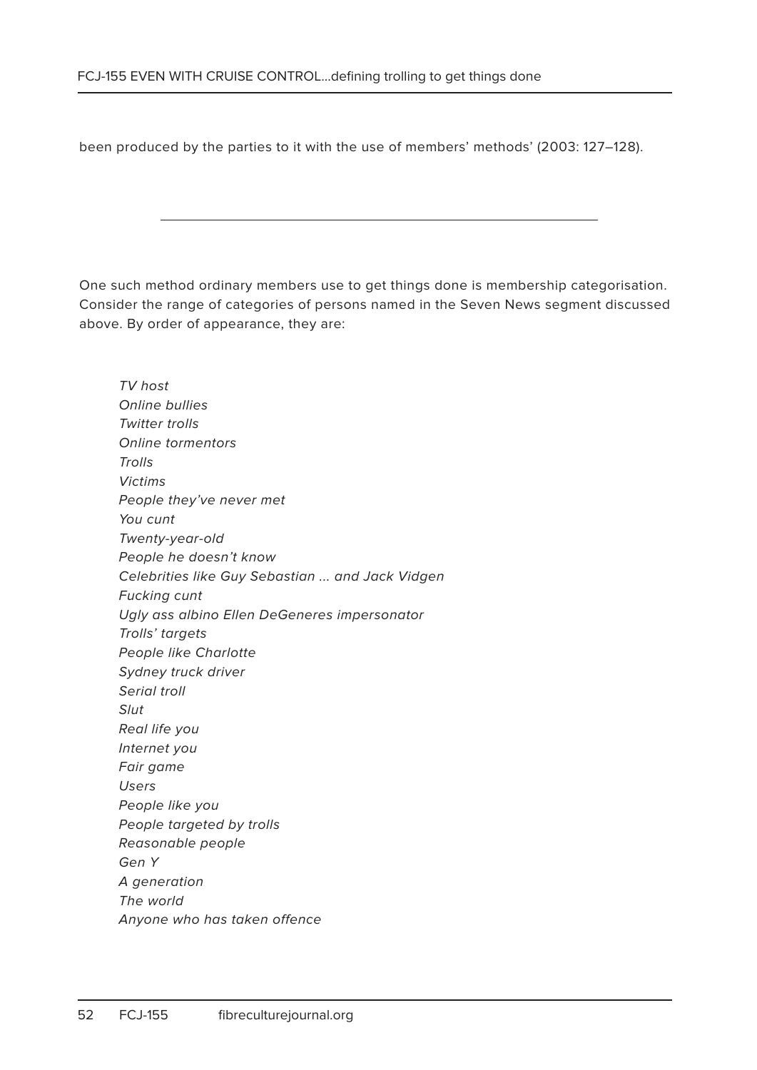been produced by the parties to it with the use of members' methods' (2003: 127–128).

---

One such method ordinary members use to get things done is membership categorisation. Consider the range of categories of persons named in the Seven News segment discussed above. By order of appearance, they are:

*TV host*
*Online bullies*
*Twitter trolls*
*Online tormentors*
*Trolls*
*Victims*
*People they've never met*
*You cunt*
*Twenty-year-old*
*People he doesn't know*
*Celebrities like Guy Sebastian … and Jack Vidgen*
*Fucking cunt*
*Ugly ass albino Ellen DeGeneres impersonator*
*Trolls' targets*
*People like Charlotte*
*Sydney truck driver*
*Serial troll*
*Slut*
*Real life you*
*Internet you*
*Fair game*
*Users*
*People like you*
*People targeted by trolls*
*Reasonable people*
*Gen Y*
*A generation*
*The world*
*Anyone who has taken offence*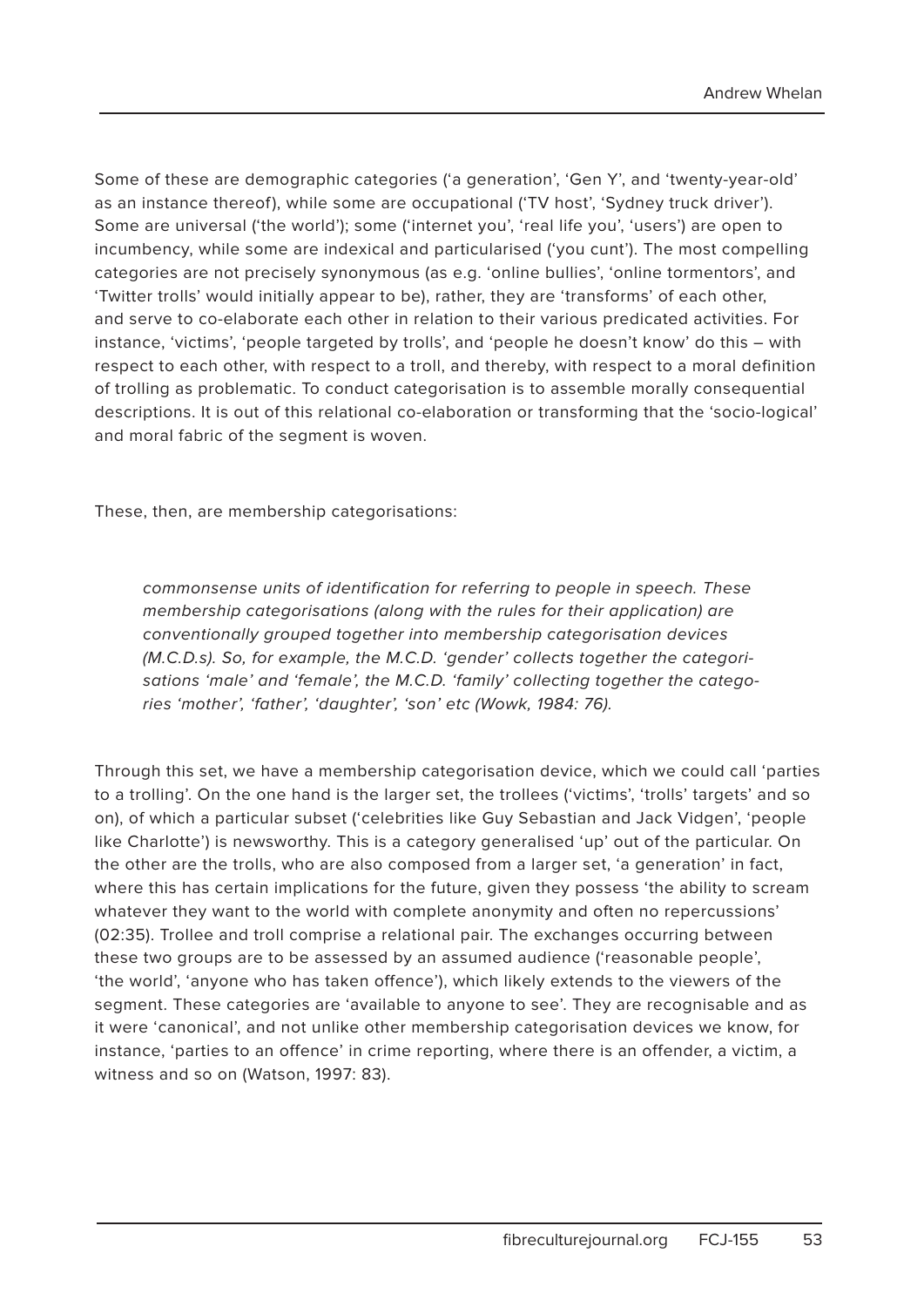Some of these are demographic categories ('a generation', 'Gen Y', and 'twenty-year-old' as an instance thereof), while some are occupational ('TV host', 'Sydney truck driver'). Some are universal ('the world'); some ('internet you', 'real life you', 'users') are open to incumbency, while some are indexical and particularised ('you cunt'). The most compelling categories are not precisely synonymous (as e.g. 'online bullies', 'online tormentors', and 'Twitter trolls' would initially appear to be), rather, they are 'transforms' of each other, and serve to co-elaborate each other in relation to their various predicated activities. For instance, 'victims', 'people targeted by trolls', and 'people he doesn't know' do this – with respect to each other, with respect to a troll, and thereby, with respect to a moral definition of trolling as problematic. To conduct categorisation is to assemble morally consequential descriptions. It is out of this relational co-elaboration or transforming that the 'socio-logical' and moral fabric of the segment is woven.

These, then, are membership categorisations:

> *commonsense units of identification for referring to people in speech. These membership categorisations (along with the rules for their application) are conventionally grouped together into membership categorisation devices (M.C.D.s). So, for example, the M.C.D. 'gender' collects together the categorisations 'male' and 'female', the M.C.D. 'family' collecting together the categories 'mother', 'father', 'daughter', 'son' etc (Wowk, 1984: 76).*

Through this set, we have a membership categorisation device, which we could call 'parties to a trolling'. On the one hand is the larger set, the trollees ('victims', 'trolls' targets' and so on), of which a particular subset ('celebrities like Guy Sebastian and Jack Vidgen', 'people like Charlotte') is newsworthy. This is a category generalised 'up' out of the particular. On the other are the trolls, who are also composed from a larger set, 'a generation' in fact, where this has certain implications for the future, given they possess 'the ability to scream whatever they want to the world with complete anonymity and often no repercussions' (02:35). Trollee and troll comprise a relational pair. The exchanges occurring between these two groups are to be assessed by an assumed audience ('reasonable people', 'the world', 'anyone who has taken offence'), which likely extends to the viewers of the segment. These categories are 'available to anyone to see'. They are recognisable and as it were 'canonical', and not unlike other membership categorisation devices we know, for instance, 'parties to an offence' in crime reporting, where there is an offender, a victim, a witness and so on (Watson, 1997: 83).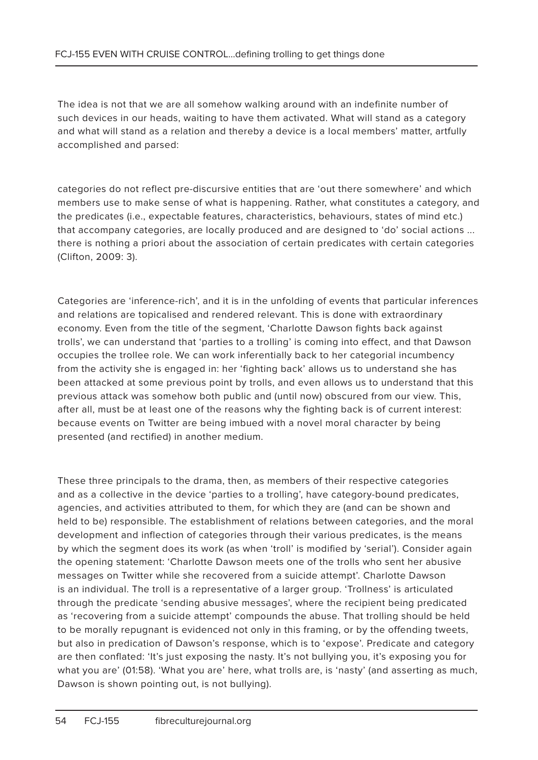The idea is not that we are all somehow walking around with an indefinite number of such devices in our heads, waiting to have them activated. What will stand as a category and what will stand as a relation and thereby a device is a local members' matter, artfully accomplished and parsed:

> categories do not reflect pre-discursive entities that are 'out there somewhere' and which members use to make sense of what is happening. Rather, what constitutes a category, and the predicates (i.e., expectable features, characteristics, behaviours, states of mind etc.) that accompany categories, are locally produced and are designed to 'do' social actions ... there is nothing a priori about the association of certain predicates with certain categories (Clifton, 2009: 3).

Categories are 'inference-rich', and it is in the unfolding of events that particular inferences and relations are topicalised and rendered relevant. This is done with extraordinary economy. Even from the title of the segment, 'Charlotte Dawson fights back against trolls', we can understand that 'parties to a trolling' is coming into effect, and that Dawson occupies the trollee role. We can work inferentially back to her categorial incumbency from the activity she is engaged in: her 'fighting back' allows us to understand she has been attacked at some previous point by trolls, and even allows us to understand that this previous attack was somehow both public and (until now) obscured from our view. This, after all, must be at least one of the reasons why the fighting back is of current interest: because events on Twitter are being imbued with a novel moral character by being presented (and rectified) in another medium.

These three principals to the drama, then, as members of their respective categories and as a collective in the device 'parties to a trolling', have category-bound predicates, agencies, and activities attributed to them, for which they are (and can be shown and held to be) responsible. The establishment of relations between categories, and the moral development and inflection of categories through their various predicates, is the means by which the segment does its work (as when 'troll' is modified by 'serial'). Consider again the opening statement: 'Charlotte Dawson meets one of the trolls who sent her abusive messages on Twitter while she recovered from a suicide attempt'. Charlotte Dawson is an individual. The troll is a representative of a larger group. 'Trollness' is articulated through the predicate 'sending abusive messages', where the recipient being predicated as 'recovering from a suicide attempt' compounds the abuse. That trolling should be held to be morally repugnant is evidenced not only in this framing, or by the offending tweets, but also in predication of Dawson's response, which is to 'expose'. Predicate and category are then conflated: 'It's just exposing the nasty. It's not bullying you, it's exposing you for what you are' (01:58). 'What you are' here, what trolls are, is 'nasty' (and asserting as much, Dawson is shown pointing out, is not bullying).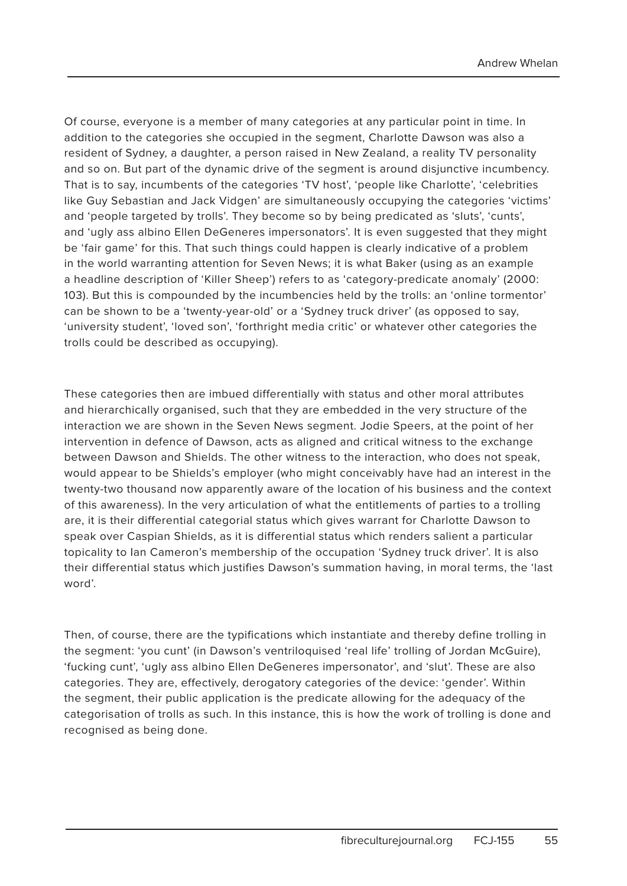Of course, everyone is a member of many categories at any particular point in time. In addition to the categories she occupied in the segment, Charlotte Dawson was also a resident of Sydney, a daughter, a person raised in New Zealand, a reality TV personality and so on. But part of the dynamic drive of the segment is around disjunctive incumbency. That is to say, incumbents of the categories 'TV host', 'people like Charlotte', 'celebrities like Guy Sebastian and Jack Vidgen' are simultaneously occupying the categories 'victims' and 'people targeted by trolls'. They become so by being predicated as 'sluts', 'cunts', and 'ugly ass albino Ellen DeGeneres impersonators'. It is even suggested that they might be 'fair game' for this. That such things could happen is clearly indicative of a problem in the world warranting attention for Seven News; it is what Baker (using as an example a headline description of 'Killer Sheep') refers to as 'category-predicate anomaly' (2000: 103). But this is compounded by the incumbencies held by the trolls: an 'online tormentor' can be shown to be a 'twenty-year-old' or a 'Sydney truck driver' (as opposed to say, 'university student', 'loved son', 'forthright media critic' or whatever other categories the trolls could be described as occupying).

These categories then are imbued differentially with status and other moral attributes and hierarchically organised, such that they are embedded in the very structure of the interaction we are shown in the Seven News segment. Jodie Speers, at the point of her intervention in defence of Dawson, acts as aligned and critical witness to the exchange between Dawson and Shields. The other witness to the interaction, who does not speak, would appear to be Shields's employer (who might conceivably have had an interest in the twenty-two thousand now apparently aware of the location of his business and the context of this awareness). In the very articulation of what the entitlements of parties to a trolling are, it is their differential categorial status which gives warrant for Charlotte Dawson to speak over Caspian Shields, as it is differential status which renders salient a particular topicality to Ian Cameron's membership of the occupation 'Sydney truck driver'. It is also their differential status which justifies Dawson's summation having, in moral terms, the 'last word'.

Then, of course, there are the typifications which instantiate and thereby define trolling in the segment: 'you cunt' (in Dawson's ventriloquised 'real life' trolling of Jordan McGuire), 'fucking cunt', 'ugly ass albino Ellen DeGeneres impersonator', and 'slut'. These are also categories. They are, effectively, derogatory categories of the device: 'gender'. Within the segment, their public application is the predicate allowing for the adequacy of the categorisation of trolls as such. In this instance, this is how the work of trolling is done and recognised as being done.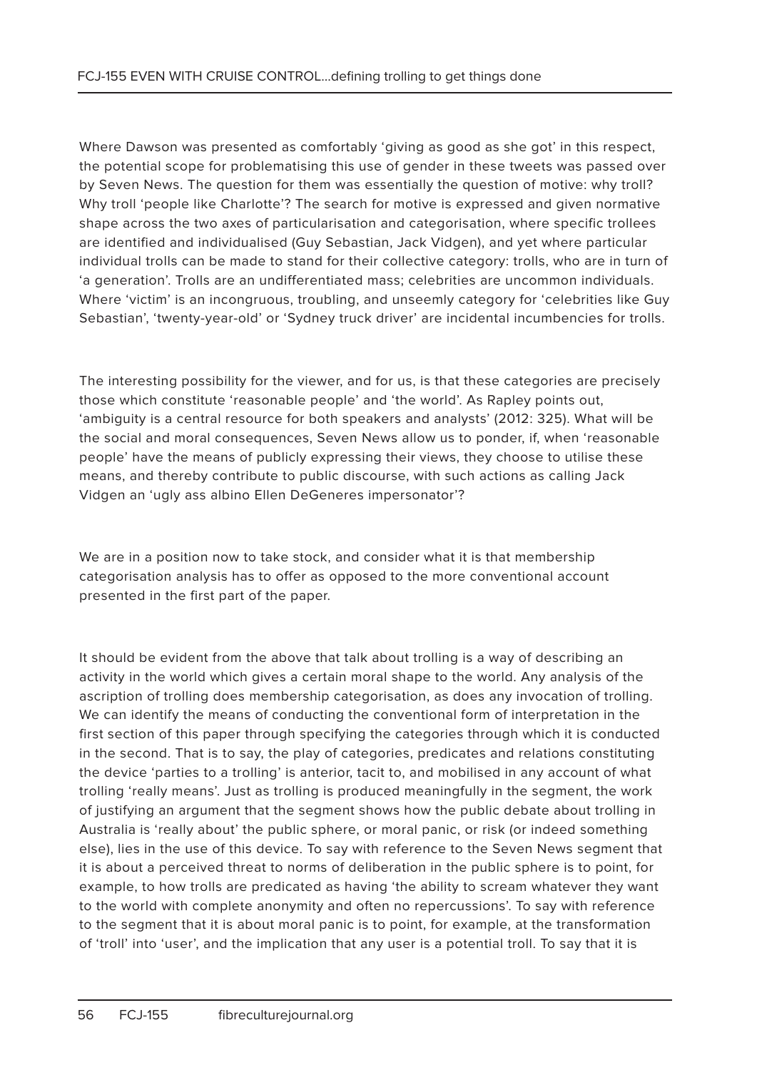Where Dawson was presented as comfortably 'giving as good as she got' in this respect, the potential scope for problematising this use of gender in these tweets was passed over by Seven News. The question for them was essentially the question of motive: why troll? Why troll 'people like Charlotte'? The search for motive is expressed and given normative shape across the two axes of particularisation and categorisation, where specific trollees are identified and individualised (Guy Sebastian, Jack Vidgen), and yet where particular individual trolls can be made to stand for their collective category: trolls, who are in turn of 'a generation'. Trolls are an undifferentiated mass; celebrities are uncommon individuals. Where 'victim' is an incongruous, troubling, and unseemly category for 'celebrities like Guy Sebastian', 'twenty-year-old' or 'Sydney truck driver' are incidental incumbencies for trolls.

The interesting possibility for the viewer, and for us, is that these categories are precisely those which constitute 'reasonable people' and 'the world'. As Rapley points out, 'ambiguity is a central resource for both speakers and analysts' (2012: 325). What will be the social and moral consequences, Seven News allow us to ponder, if, when 'reasonable people' have the means of publicly expressing their views, they choose to utilise these means, and thereby contribute to public discourse, with such actions as calling Jack Vidgen an 'ugly ass albino Ellen DeGeneres impersonator'?

We are in a position now to take stock, and consider what it is that membership categorisation analysis has to offer as opposed to the more conventional account presented in the first part of the paper.

It should be evident from the above that talk about trolling is a way of describing an activity in the world which gives a certain moral shape to the world. Any analysis of the ascription of trolling does membership categorisation, as does any invocation of trolling. We can identify the means of conducting the conventional form of interpretation in the first section of this paper through specifying the categories through which it is conducted in the second. That is to say, the play of categories, predicates and relations constituting the device 'parties to a trolling' is anterior, tacit to, and mobilised in any account of what trolling 'really means'. Just as trolling is produced meaningfully in the segment, the work of justifying an argument that the segment shows how the public debate about trolling in Australia is 'really about' the public sphere, or moral panic, or risk (or indeed something else), lies in the use of this device. To say with reference to the Seven News segment that it is about a perceived threat to norms of deliberation in the public sphere is to point, for example, to how trolls are predicated as having 'the ability to scream whatever they want to the world with complete anonymity and often no repercussions'. To say with reference to the segment that it is about moral panic is to point, for example, at the transformation of 'troll' into 'user', and the implication that any user is a potential troll. To say that it is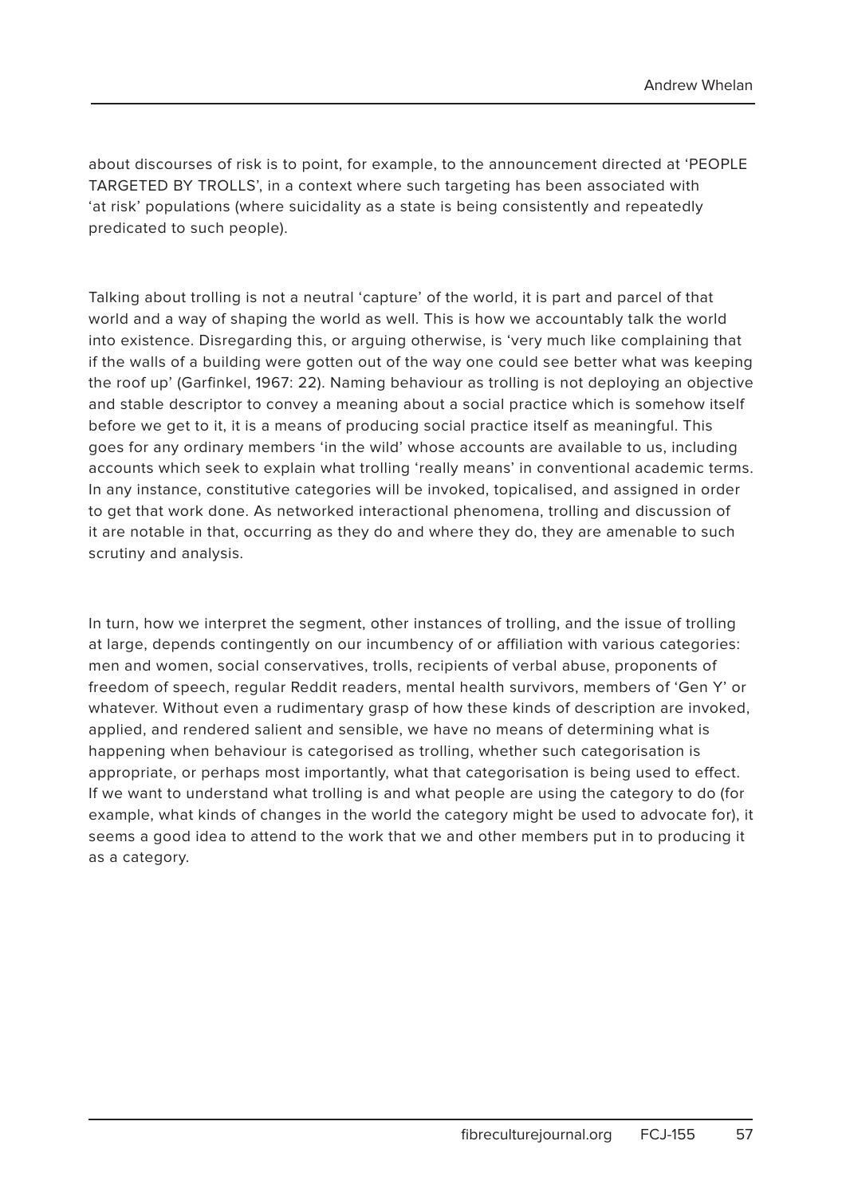about discourses of risk is to point, for example, to the announcement directed at 'PEOPLE TARGETED BY TROLLS', in a context where such targeting has been associated with 'at risk' populations (where suicidality as a state is being consistently and repeatedly predicated to such people).

Talking about trolling is not a neutral 'capture' of the world, it is part and parcel of that world and a way of shaping the world as well. This is how we accountably talk the world into existence. Disregarding this, or arguing otherwise, is 'very much like complaining that if the walls of a building were gotten out of the way one could see better what was keeping the roof up' (Garfinkel, 1967: 22). Naming behaviour as trolling is not deploying an objective and stable descriptor to convey a meaning about a social practice which is somehow itself before we get to it, it is a means of producing social practice itself as meaningful. This goes for any ordinary members 'in the wild' whose accounts are available to us, including accounts which seek to explain what trolling 'really means' in conventional academic terms. In any instance, constitutive categories will be invoked, topicalised, and assigned in order to get that work done. As networked interactional phenomena, trolling and discussion of it are notable in that, occurring as they do and where they do, they are amenable to such scrutiny and analysis.

In turn, how we interpret the segment, other instances of trolling, and the issue of trolling at large, depends contingently on our incumbency of or affiliation with various categories: men and women, social conservatives, trolls, recipients of verbal abuse, proponents of freedom of speech, regular Reddit readers, mental health survivors, members of 'Gen Y' or whatever. Without even a rudimentary grasp of how these kinds of description are invoked, applied, and rendered salient and sensible, we have no means of determining what is happening when behaviour is categorised as trolling, whether such categorisation is appropriate, or perhaps most importantly, what that categorisation is being used to effect. If we want to understand what trolling is and what people are using the category to do (for example, what kinds of changes in the world the category might be used to advocate for), it seems a good idea to attend to the work that we and other members put in to producing it as a category.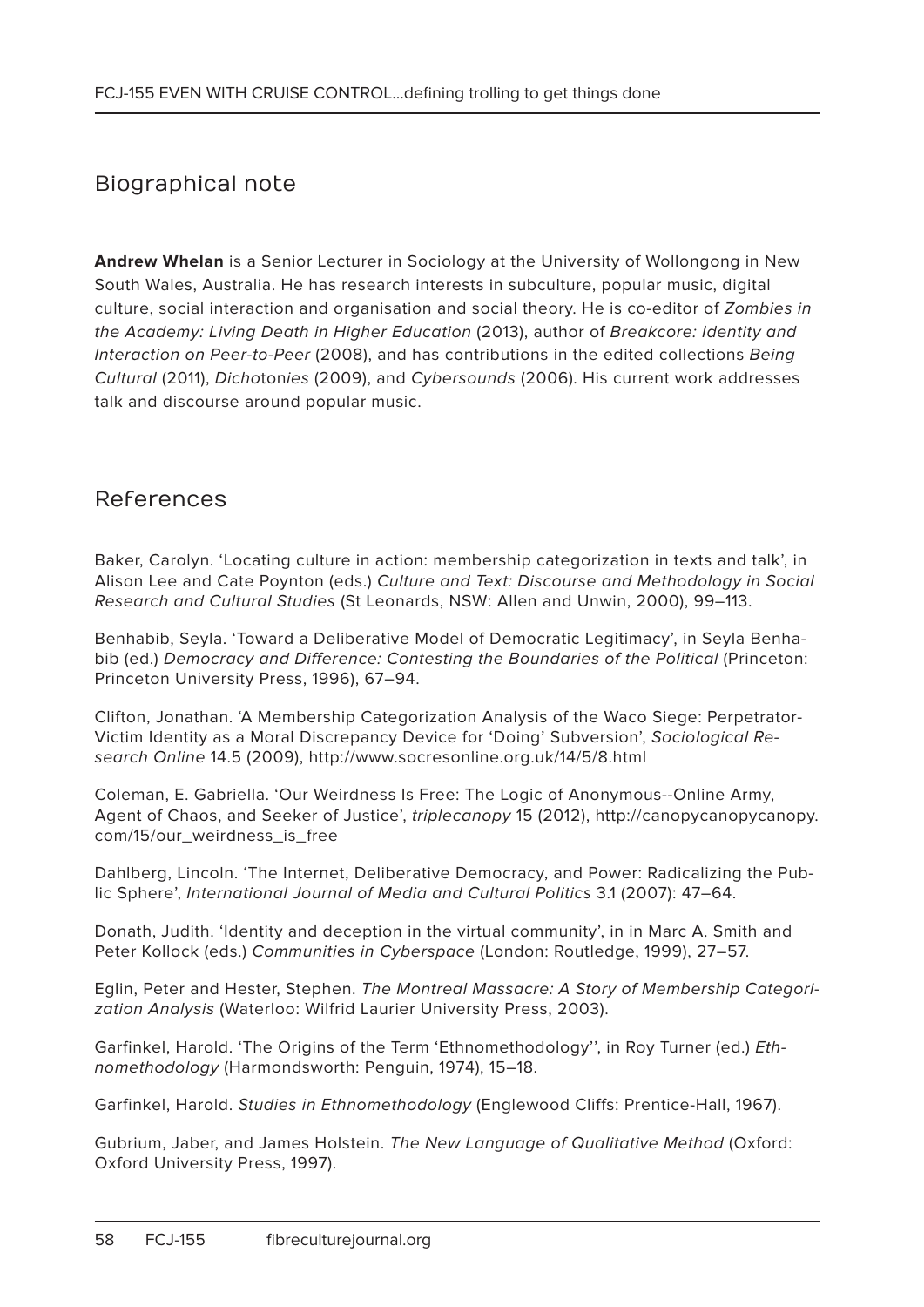## Biographical note

**Andrew Whelan** is a Senior Lecturer in Sociology at the University of Wollongong in New South Wales, Australia. He has research interests in subculture, popular music, digital culture, social interaction and organisation and social theory. He is co-editor of *Zombies in the Academy: Living Death in Higher Education* (2013), author of *Breakcore: Identity and Interaction on Peer-to-Peer* (2008), and has contributions in the edited collections *Being Cultural* (2011), *Dichotonies* (2009), and *Cybersounds* (2006). His current work addresses talk and discourse around popular music.

## References

Baker, Carolyn. 'Locating culture in action: membership categorization in texts and talk', in Alison Lee and Cate Poynton (eds.) *Culture and Text: Discourse and Methodology in Social Research and Cultural Studies* (St Leonards, NSW: Allen and Unwin, 2000), 99–113.

Benhabib, Seyla. 'Toward a Deliberative Model of Democratic Legitimacy', in Seyla Benhabib (ed.) *Democracy and Difference: Contesting the Boundaries of the Political* (Princeton: Princeton University Press, 1996), 67–94.

Clifton, Jonathan. 'A Membership Categorization Analysis of the Waco Siege: Perpetrator-Victim Identity as a Moral Discrepancy Device for 'Doing' Subversion', *Sociological Research Online* 14.5 (2009), http://www.socresonline.org.uk/14/5/8.html

Coleman, E. Gabriella. 'Our Weirdness Is Free: The Logic of Anonymous--Online Army, Agent of Chaos, and Seeker of Justice', *triplecanopy* 15 (2012), http://canopycanopycanopy.com/15/our_weirdness_is_free

Dahlberg, Lincoln. 'The Internet, Deliberative Democracy, and Power: Radicalizing the Public Sphere', *International Journal of Media and Cultural Politics* 3.1 (2007): 47–64.

Donath, Judith. 'Identity and deception in the virtual community', in in Marc A. Smith and Peter Kollock (eds.) *Communities in Cyberspace* (London: Routledge, 1999), 27–57.

Eglin, Peter and Hester, Stephen. *The Montreal Massacre: A Story of Membership Categorization Analysis* (Waterloo: Wilfrid Laurier University Press, 2003).

Garfinkel, Harold. 'The Origins of the Term 'Ethnomethodology'', in Roy Turner (ed.) *Ethnomethodology* (Harmondsworth: Penguin, 1974), 15–18.

Garfinkel, Harold. *Studies in Ethnomethodology* (Englewood Cliffs: Prentice-Hall, 1967).

Gubrium, Jaber, and James Holstein. *The New Language of Qualitative Method* (Oxford: Oxford University Press, 1997).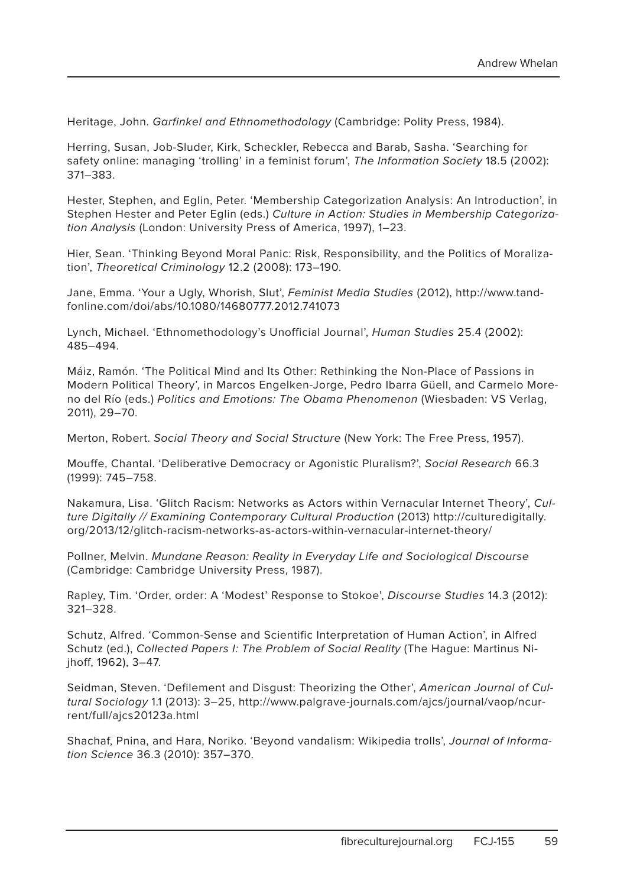Heritage, John. *Garfinkel and Ethnomethodology* (Cambridge: Polity Press, 1984).

Herring, Susan, Job-Sluder, Kirk, Scheckler, Rebecca and Barab, Sasha. 'Searching for safety online: managing 'trolling' in a feminist forum', *The Information Society* 18.5 (2002): 371–383.

Hester, Stephen, and Eglin, Peter. 'Membership Categorization Analysis: An Introduction', in Stephen Hester and Peter Eglin (eds.) *Culture in Action: Studies in Membership Categorization Analysis* (London: University Press of America, 1997), 1–23.

Hier, Sean. 'Thinking Beyond Moral Panic: Risk, Responsibility, and the Politics of Moralization', *Theoretical Criminology* 12.2 (2008): 173–190.

Jane, Emma. 'Your a Ugly, Whorish, Slut', *Feminist Media Studies* (2012), http://www.tandfonline.com/doi/abs/10.1080/14680777.2012.741073

Lynch, Michael. 'Ethnomethodology's Unofficial Journal', *Human Studies* 25.4 (2002): 485–494.

Máiz, Ramón. 'The Political Mind and Its Other: Rethinking the Non-Place of Passions in Modern Political Theory', in Marcos Engelken-Jorge, Pedro Ibarra Güell, and Carmelo Moreno del Río (eds.) *Politics and Emotions: The Obama Phenomenon* (Wiesbaden: VS Verlag, 2011), 29–70.

Merton, Robert. *Social Theory and Social Structure* (New York: The Free Press, 1957).

Mouffe, Chantal. 'Deliberative Democracy or Agonistic Pluralism?', *Social Research* 66.3 (1999): 745–758.

Nakamura, Lisa. 'Glitch Racism: Networks as Actors within Vernacular Internet Theory', *Culture Digitally // Examining Contemporary Cultural Production* (2013) http://culturedigitally.org/2013/12/glitch-racism-networks-as-actors-within-vernacular-internet-theory/

Pollner, Melvin. *Mundane Reason: Reality in Everyday Life and Sociological Discourse* (Cambridge: Cambridge University Press, 1987).

Rapley, Tim. 'Order, order: A 'Modest' Response to Stokoe', *Discourse Studies* 14.3 (2012): 321–328.

Schutz, Alfred. 'Common-Sense and Scientific Interpretation of Human Action', in Alfred Schutz (ed.), *Collected Papers I: The Problem of Social Reality* (The Hague: Martinus Nijhoff, 1962), 3–47.

Seidman, Steven. 'Defilement and Disgust: Theorizing the Other', *American Journal of Cultural Sociology* 1.1 (2013): 3–25, http://www.palgrave-journals.com/ajcs/journal/vaop/ncurrent/full/ajcs20123a.html

Shachaf, Pnina, and Hara, Noriko. 'Beyond vandalism: Wikipedia trolls', *Journal of Information Science* 36.3 (2010): 357–370.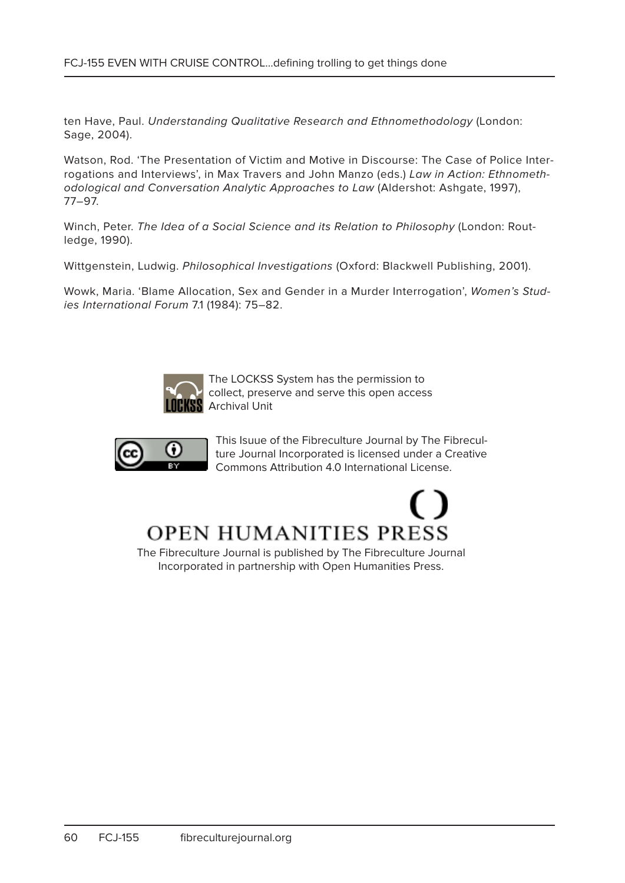ten Have, Paul. *Understanding Qualitative Research and Ethnomethodology* (London: Sage, 2004).

Watson, Rod. 'The Presentation of Victim and Motive in Discourse: The Case of Police Interrogations and Interviews', in Max Travers and John Manzo (eds.) *Law in Action: Ethnomethodological and Conversation Analytic Approaches to Law* (Aldershot: Ashgate, 1997), 77–97.

Winch, Peter. *The Idea of a Social Science and its Relation to Philosophy* (London: Routledge, 1990).

Wittgenstein, Ludwig. *Philosophical Investigations* (Oxford: Blackwell Publishing, 2001).

Wowk, Maria. 'Blame Allocation, Sex and Gender in a Murder Interrogation', *Women's Studies International Forum* 7.1 (1984): 75–82.

The LOCKSS System has the permission to collect, preserve and serve this open access Archival Unit

This Isuue of the Fibreculture Journal by The Fibreculture Journal Incorporated is licensed under a Creative Commons Attribution 4.0 International License.

OPEN HUMANITIES PRESS

The Fibreculture Journal is published by The Fibreculture Journal Incorporated in partnership with Open Humanities Press.